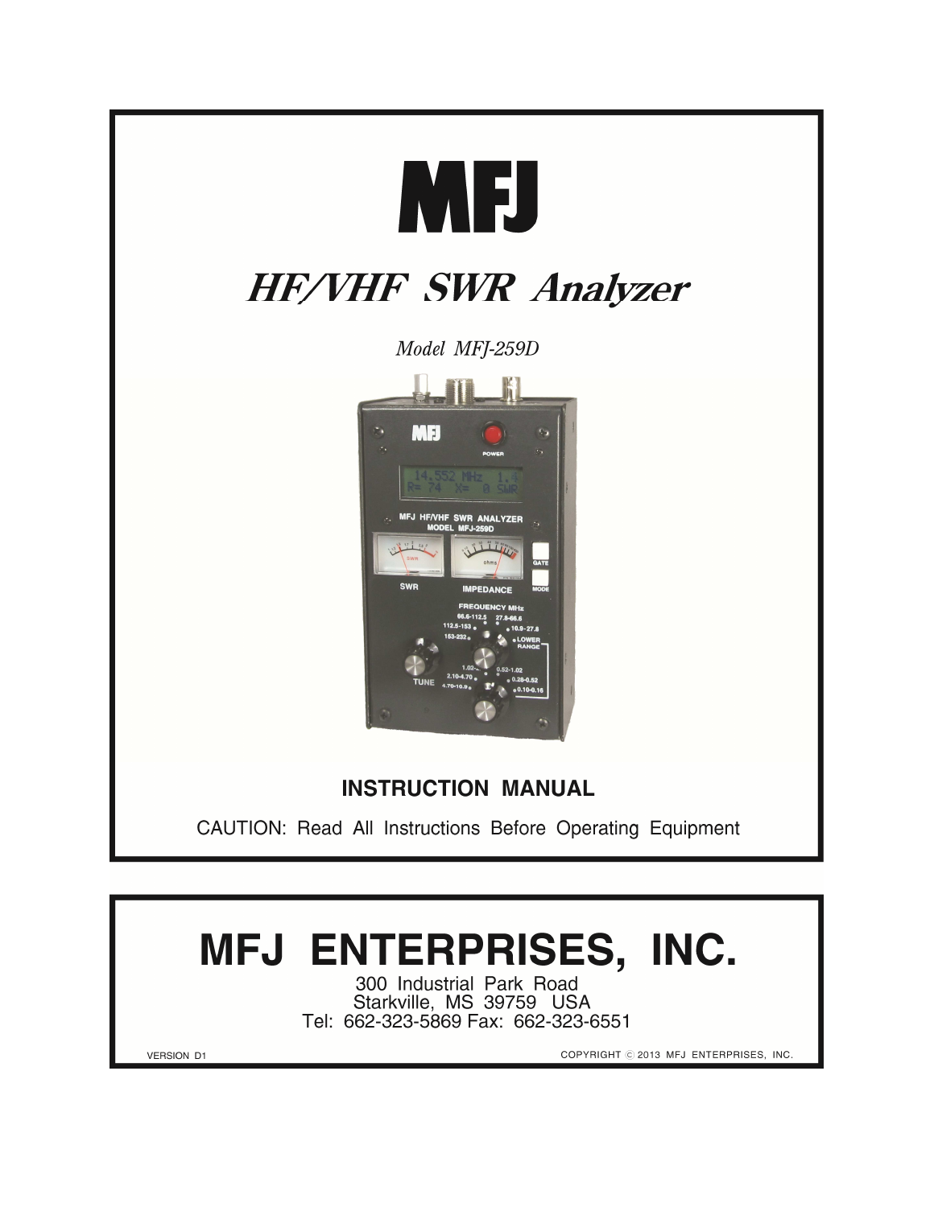# MFJ

## *HF/VHF SWR Analyzer*

*Model MFJ-259D*

**INSTRUCTION MANUAL**

CAUTION: Read All Instructions Before Operating Equipment

# MFJ ENTERPRISES, INC.

300 Industrial Park Road
Starkville, MS 39759 USA
Tel: 662-323-5869 Fax: 662-323-6551

VERSION D1

COPYRIGHT © 2013 MFJ ENTERPRISES, INC.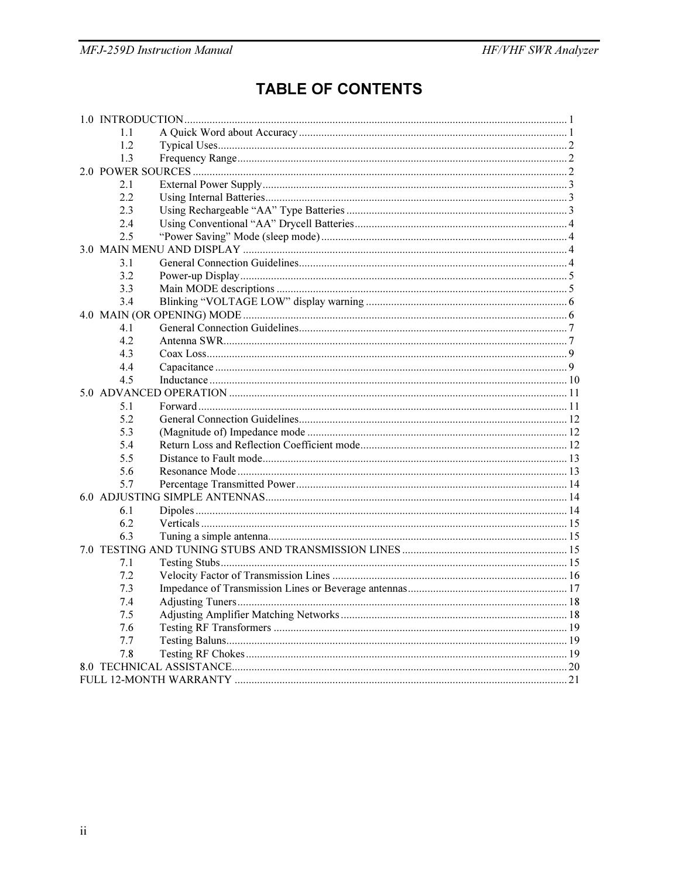# TABLE OF CONTENTS

1.0 INTRODUCTION ........................................................................................................ 1
- 1.1 A Quick Word about Accuracy ........................................................................ 1
- 1.2 Typical Uses ........................................................................................................ 2
- 1.3 Frequency Range ................................................................................................ 2

2.0 POWER SOURCES .................................................................................................... 2
- 2.1 External Power Supply ....................................................................................... 3
- 2.2 Using Internal Batteries ...................................................................................... 3
- 2.3 Using Rechargeable "AA" Type Batteries ........................................................ 3
- 2.4 Using Conventional "AA" Drycell Batteries ..................................................... 4
- 2.5 "Power Saving" Mode (sleep mode) .................................................................. 4

3.0 MAIN MENU AND DISPLAY .................................................................................. 4
- 3.1 General Connection Guidelines ......................................................................... 4
- 3.2 Power-up Display ............................................................................................... 5
- 3.3 Main MODE descriptions ................................................................................... 5
- 3.4 Blinking "VOLTAGE LOW" display warning .................................................. 6

4.0 MAIN (OR OPENING) MODE .................................................................................. 6
- 4.1 General Connection Guidelines ......................................................................... 7
- 4.2 Antenna SWR ...................................................................................................... 7
- 4.3 Coax Loss ............................................................................................................ 9
- 4.4 Capacitance ......................................................................................................... 9
- 4.5 Inductance ......................................................................................................... 10

5.0 ADVANCED OPERATION ...................................................................................... 11
- 5.1 Forward ............................................................................................................. 11
- 5.2 General Connection Guidelines ....................................................................... 12
- 5.3 (Magnitude of) Impedance mode ..................................................................... 12
- 5.4 Return Loss and Reflection Coefficient mode ................................................. 12
- 5.5 Distance to Fault mode ..................................................................................... 13
- 5.6 Resonance Mode ............................................................................................... 13
- 5.7 Percentage Transmitted Power ......................................................................... 14

6.0 ADJUSTING SIMPLE ANTENNAS ......................................................................... 14
- 6.1 Dipoles .............................................................................................................. 14
- 6.2 Verticals ............................................................................................................ 15
- 6.3 Tuning a simple antenna ................................................................................... 15

7.0 TESTING AND TUNING STUBS AND TRANSMISSION LINES ......................... 15
- 7.1 Testing Stubs ..................................................................................................... 15
- 7.2 Velocity Factor of Transmission Lines ............................................................ 16
- 7.3 Impedance of Transmission Lines or Beverage antennas ................................ 17
- 7.4 Adjusting Tuners ............................................................................................... 18
- 7.5 Adjusting Amplifier Matching Networks ......................................................... 18
- 7.6 Testing RF Transformers .................................................................................. 19
- 7.7 Testing Baluns ................................................................................................... 19
- 7.8 Testing RF Chokes ............................................................................................ 19

8.0 TECHNICAL ASSISTANCE ..................................................................................... 20

FULL 12-MONTH WARRANTY ................................................................................... 21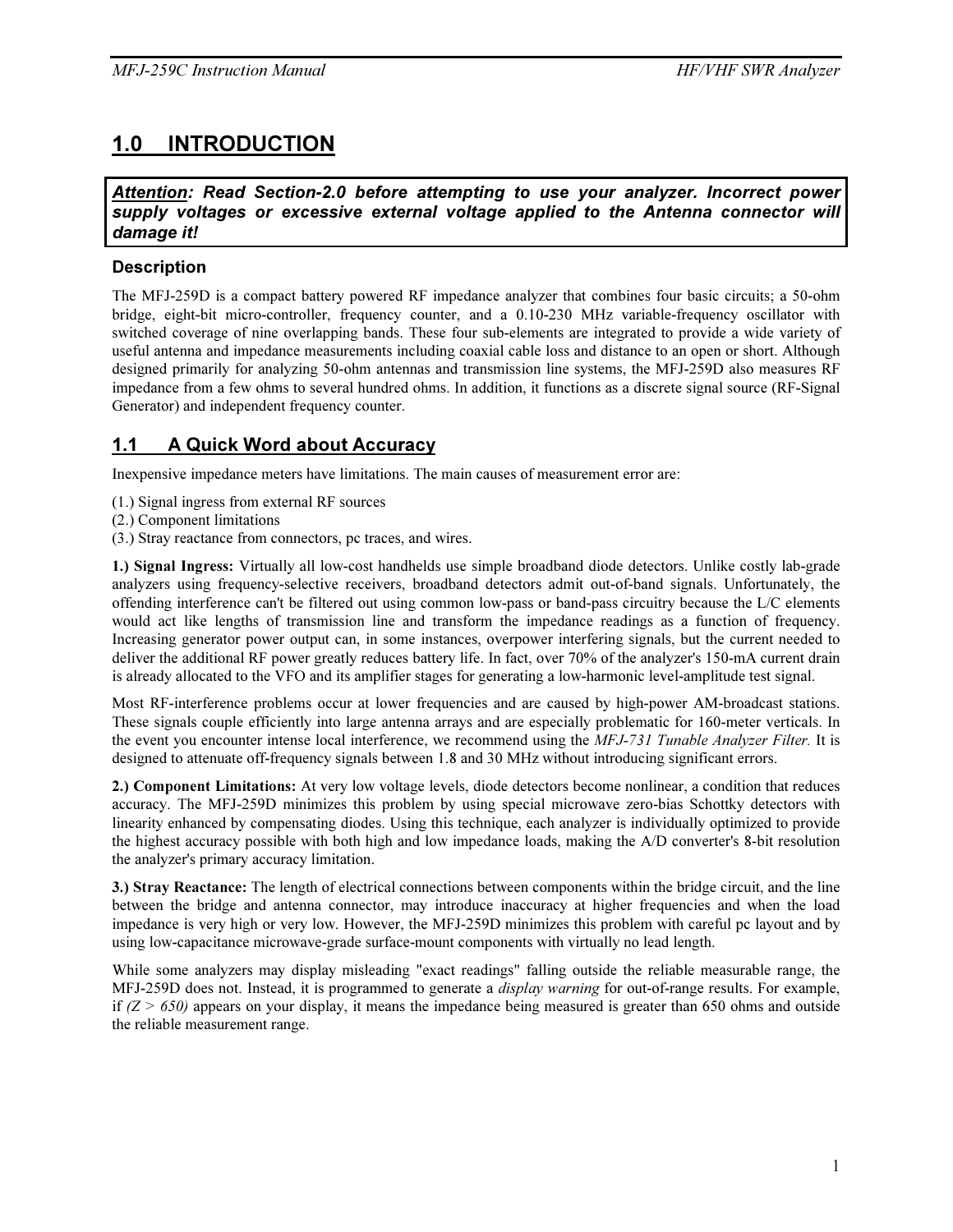# 1.0 INTRODUCTION

***Attention**: Read Section-2.0 before attempting to use your analyzer. Incorrect power supply voltages or excessive external voltage applied to the Antenna connector will damage it!*

### Description

The MFJ-259D is a compact battery powered RF impedance analyzer that combines four basic circuits; a 50-ohm bridge, eight-bit micro-controller, frequency counter, and a 0.10-230 MHz variable-frequency oscillator with switched coverage of nine overlapping bands. These four sub-elements are integrated to provide a wide variety of useful antenna and impedance measurements including coaxial cable loss and distance to an open or short. Although designed primarily for analyzing 50-ohm antennas and transmission line systems, the MFJ-259D also measures RF impedance from a few ohms to several hundred ohms. In addition, it functions as a discrete signal source (RF-Signal Generator) and independent frequency counter.

## 1.1 A Quick Word about Accuracy

Inexpensive impedance meters have limitations. The main causes of measurement error are:

(1.) Signal ingress from external RF sources
(2.) Component limitations
(3.) Stray reactance from connectors, pc traces, and wires.

**1.) Signal Ingress:** Virtually all low-cost handhelds use simple broadband diode detectors. Unlike costly lab-grade analyzers using frequency-selective receivers, broadband detectors admit out-of-band signals. Unfortunately, the offending interference can't be filtered out using common low-pass or band-pass circuitry because the L/C elements would act like lengths of transmission line and transform the impedance readings as a function of frequency. Increasing generator power output can, in some instances, overpower interfering signals, but the current needed to deliver the additional RF power greatly reduces battery life. In fact, over 70% of the analyzer's 150-mA current drain is already allocated to the VFO and its amplifier stages for generating a low-harmonic level-amplitude test signal.

Most RF-interference problems occur at lower frequencies and are caused by high-power AM-broadcast stations. These signals couple efficiently into large antenna arrays and are especially problematic for 160-meter verticals. In the event you encounter intense local interference, we recommend using the *MFJ-731 Tunable Analyzer Filter.* It is designed to attenuate off-frequency signals between 1.8 and 30 MHz without introducing significant errors.

**2.) Component Limitations:** At very low voltage levels, diode detectors become nonlinear, a condition that reduces accuracy. The MFJ-259D minimizes this problem by using special microwave zero-bias Schottky detectors with linearity enhanced by compensating diodes. Using this technique, each analyzer is individually optimized to provide the highest accuracy possible with both high and low impedance loads, making the A/D converter's 8-bit resolution the analyzer's primary accuracy limitation.

**3.) Stray Reactance:** The length of electrical connections between components within the bridge circuit, and the line between the bridge and antenna connector, may introduce inaccuracy at higher frequencies and when the load impedance is very high or very low. However, the MFJ-259D minimizes this problem with careful pc layout and by using low-capacitance microwave-grade surface-mount components with virtually no lead length.

While some analyzers may display misleading "exact readings" falling outside the reliable measurable range, the MFJ-259D does not. Instead, it is programmed to generate a *display warning* for out-of-range results. For example, if *(Z > 650)* appears on your display, it means the impedance being measured is greater than 650 ohms and outside the reliable measurement range.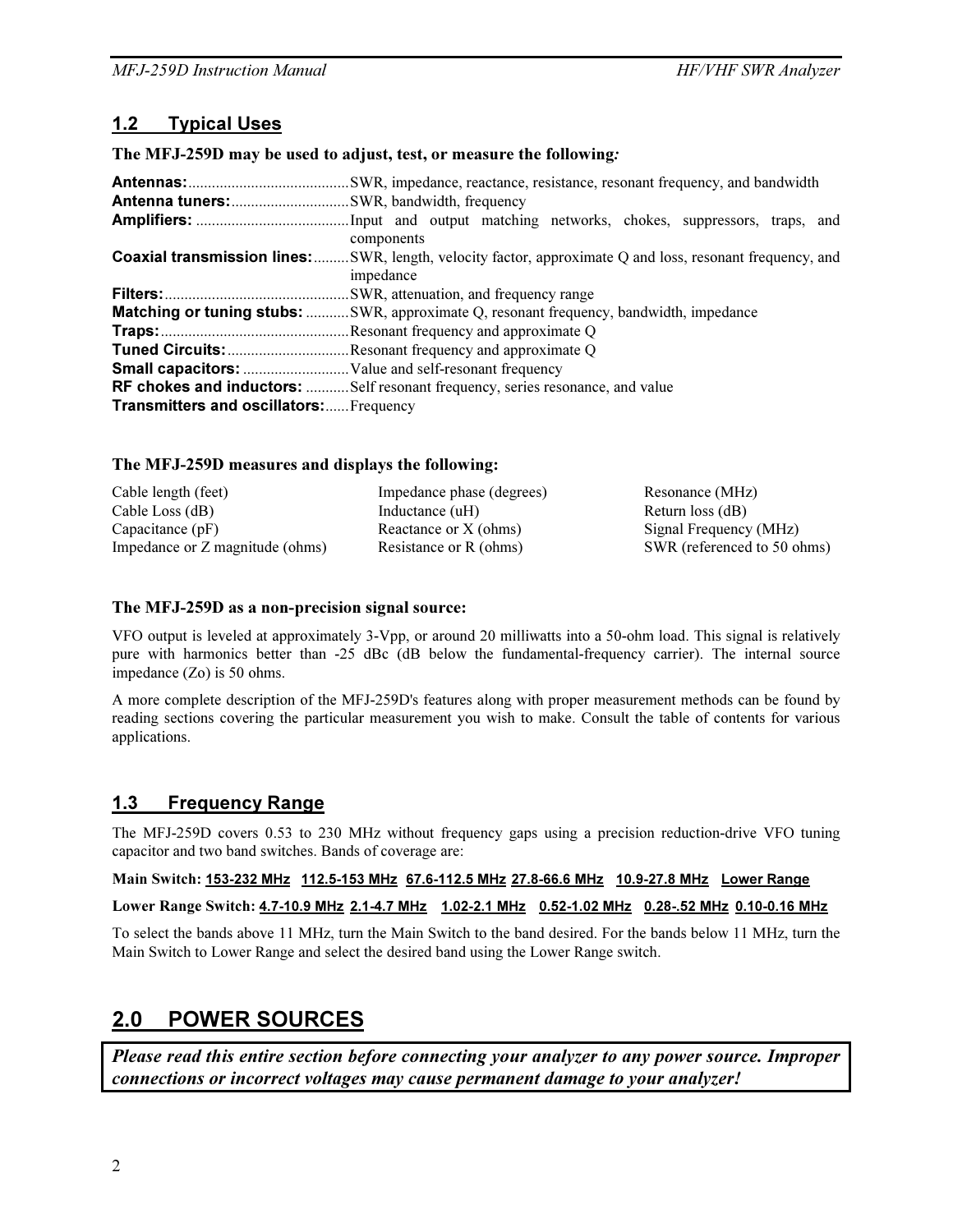## 1.2 Typical Uses

**The MFJ-259D may be used to adjust, test, or measure the following:**

**Antennas:**.........................................SWR, impedance, reactance, resistance, resonant frequency, and bandwidth
**Antenna tuners:**..............................SWR, bandwidth, frequency
**Amplifiers:** .......................................Input and output matching networks, chokes, suppressors, traps, and components
**Coaxial transmission lines:**.........SWR, length, velocity factor, approximate Q and loss, resonant frequency, and impedance
**Filters:**...............................................SWR, attenuation, and frequency range
**Matching or tuning stubs:** ...........SWR, approximate Q, resonant frequency, bandwidth, impedance
**Traps:**................................................Resonant frequency and approximate Q
**Tuned Circuits:**...............................Resonant frequency and approximate Q
**Small capacitors:** ...........................Value and self-resonant frequency
**RF chokes and inductors:** ...........Self resonant frequency, series resonance, and value
**Transmitters and oscillators:**......Frequency

**The MFJ-259D measures and displays the following:**

| | | |
|---|---|---|
| Cable length (feet) | Impedance phase (degrees) | Resonance (MHz) |
| Cable Loss (dB) | Inductance (uH) | Return loss (dB) |
| Capacitance (pF) | Reactance or X (ohms) | Signal Frequency (MHz) |
| Impedance or Z magnitude (ohms) | Resistance or R (ohms) | SWR (referenced to 50 ohms) |

**The MFJ-259D as a non-precision signal source:**

VFO output is leveled at approximately 3-Vpp, or around 20 milliwatts into a 50-ohm load. This signal is relatively pure with harmonics better than -25 dBc (dB below the fundamental-frequency carrier). The internal source impedance (Zo) is 50 ohms.

A more complete description of the MFJ-259D's features along with proper measurement methods can be found by reading sections covering the particular measurement you wish to make. Consult the table of contents for various applications.

## 1.3 Frequency Range

The MFJ-259D covers 0.53 to 230 MHz without frequency gaps using a precision reduction-drive VFO tuning capacitor and two band switches. Bands of coverage are:

**Main Switch:** 153-232 MHz   112.5-153 MHz   67.6-112.5 MHz   27.8-66.6 MHz   10.9-27.8 MHz   Lower Range

**Lower Range Switch:** 4.7-10.9 MHz   2.1-4.7 MHz   1.02-2.1 MHz   0.52-1.02 MHz   0.28-.52 MHz   0.10-0.16 MHz

To select the bands above 11 MHz, turn the Main Switch to the band desired. For the bands below 11 MHz, turn the Main Switch to Lower Range and select the desired band using the Lower Range switch.

# 2.0 POWER SOURCES

***Please read this entire section before connecting your analyzer to any power source. Improper connections or incorrect voltages may cause permanent damage to your analyzer!***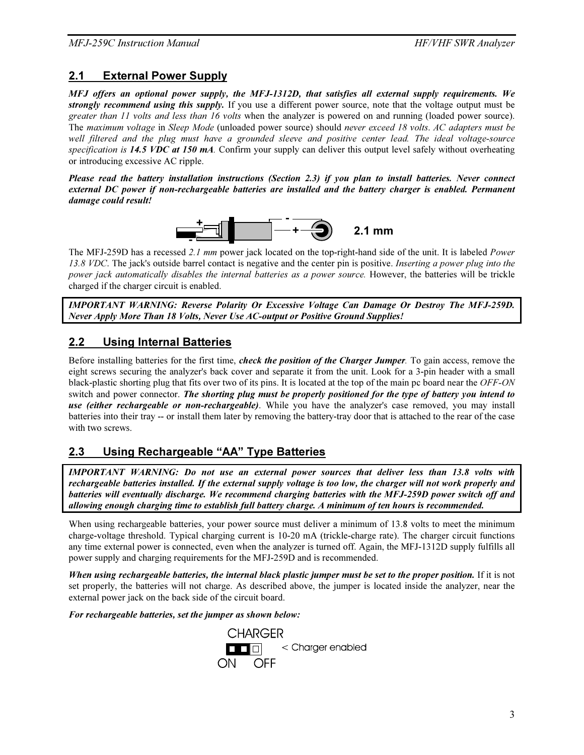## 2.1 External Power Supply

***MFJ offers an optional power supply, the MFJ-1312D, that satisfies all external supply requirements. We strongly recommend using this supply.*** If you use a different power source, note that the voltage output must be *greater than 11 volts and less than 16 volts* when the analyzer is powered on and running (loaded power source). The *maximum voltage* in *Sleep Mode* (unloaded power source) should *never exceed 18 volts*. *AC adapters must be well filtered and the plug must have a grounded sleeve and positive center lead. The ideal voltage-source specification is **14.5 VDC at 150 mA**.* Confirm your supply can deliver this output level safely without overheating or introducing excessive AC ripple.

***Please read the battery installation instructions (Section 2.3) if you plan to install batteries. Never connect external DC power if non-rechargeable batteries are installed and the battery charger is enabled. Permanent damage could result!***

**2.1 mm**

The MFJ-259D has a recessed *2.1 mm* power jack located on the top-right-hand side of the unit. It is labeled *Power 13.8 VDC*. The jack's outside barrel contact is negative and the center pin is positive. *Inserting a power plug into the power jack automatically disables the internal batteries as a power source.* However, the batteries will be trickle charged if the charger circuit is enabled.

***IMPORTANT WARNING: Reverse Polarity Or Excessive Voltage Can Damage Or Destroy The MFJ-259D. Never Apply More Than 18 Volts, Never Use AC-output or Positive Ground Supplies!***

## 2.2 Using Internal Batteries

Before installing batteries for the first time, ***check the position of the Charger Jumper***. To gain access, remove the eight screws securing the analyzer's back cover and separate it from the unit. Look for a 3-pin header with a small black-plastic shorting plug that fits over two of its pins. It is located at the top of the main pc board near the *OFF-ON* switch and power connector. ***The shorting plug must be properly positioned for the type of battery you intend to use (either rechargeable or non-rechargeable)***. While you have the analyzer's case removed, you may install batteries into their tray -- or install them later by removing the battery-tray door that is attached to the rear of the case with two screws.

## 2.3 Using Rechargeable "AA" Type Batteries

***IMPORTANT WARNING: Do not use an external power sources that deliver less than 13.8 volts with rechargeable batteries installed. If the external supply voltage is too low, the charger will not work properly and batteries will eventually discharge. We recommend charging batteries with the MFJ-259D power switch off and allowing enough charging time to establish full battery charge. A minimum of ten hours is recommended.***

When using rechargeable batteries, your power source must deliver a minimum of 13.8 volts to meet the minimum charge-voltage threshold. Typical charging current is 10-20 mA (trickle-charge rate). The charger circuit functions any time external power is connected, even when the analyzer is turned off. Again, the MFJ-1312D supply fulfills all power supply and charging requirements for the MFJ-259D and is recommended.

***When using rechargeable batteries, the internal black plastic jumper must be set to the proper position.*** If it is not set properly, the batteries will not charge. As described above, the jumper is located inside the analyzer, near the external power jack on the back side of the circuit board.

***For rechargeable batteries, set the jumper as shown below:***

CHARGER

< Charger enabled

ON OFF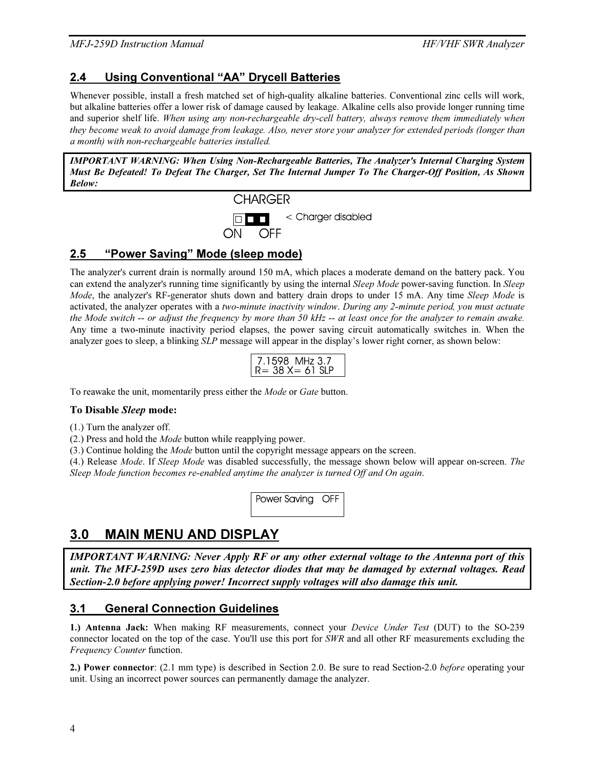## 2.4 Using Conventional "AA" Drycell Batteries

Whenever possible, install a fresh matched set of high-quality alkaline batteries. Conventional zinc cells will work, but alkaline batteries offer a lower risk of damage caused by leakage. Alkaline cells also provide longer running time and superior shelf life. *When using any non-rechargeable dry-cell battery, always remove them immediately when they become weak to avoid damage from leakage. Also, never store your analyzer for extended periods (longer than a month) with non-rechargeable batteries installed.*

***IMPORTANT WARNING: When Using Non-Rechargeable Batteries, The Analyzer's Internal Charging System Must Be Defeated! To Defeat The Charger, Set The Internal Jumper To The Charger-Off Position, As Shown Below:***

CHARGER

< Charger disabled

ON OFF

## 2.5 "Power Saving" Mode (sleep mode)

The analyzer's current drain is normally around 150 mA, which places a moderate demand on the battery pack. You can extend the analyzer's running time significantly by using the internal *Sleep Mode* power-saving function. In *Sleep Mode*, the analyzer's RF-generator shuts down and battery drain drops to under 15 mA. Any time *Sleep Mode* is activated, the analyzer operates with a *two-minute inactivity window*. *During any 2-minute period, you must actuate the Mode switch -- or adjust the frequency by more than 50 kHz -- at least once for the analyzer to remain awake.* Any time a two-minute inactivity period elapses, the power saving circuit automatically switches in. When the analyzer goes to sleep, a blinking *SLP* message will appear in the display's lower right corner, as shown below:

```
7.1598  MHz 3.7
R= 38 X= 61 SLP
```

To reawake the unit, momentarily press either the *Mode* or *Gate* button.

**To Disable *Sleep* mode:**

(1.) Turn the analyzer off.

(2.) Press and hold the *Mode* button while reapplying power.

(3.) Continue holding the *Mode* button until the copyright message appears on the screen.

(4.) Release *Mode*. If *Sleep Mode* was disabled successfully, the message shown below will appear on-screen. *The Sleep Mode function becomes re-enabled anytime the analyzer is turned Off and On again.*

```
Power Saving   OFF
```

# 3.0 MAIN MENU AND DISPLAY

***IMPORTANT WARNING: Never Apply RF or any other external voltage to the Antenna port of this unit. The MFJ-259D uses zero bias detector diodes that may be damaged by external voltages. Read Section-2.0 before applying power! Incorrect supply voltages will also damage this unit.***

## 3.1 General Connection Guidelines

**1.) Antenna Jack:** When making RF measurements, connect your *Device Under Test* (DUT) to the SO-239 connector located on the top of the case. You'll use this port for *SWR* and all other RF measurements excluding the *Frequency Counter* function.

**2.) Power connector**: (2.1 mm type) is described in Section 2.0. Be sure to read Section-2.0 *before* operating your unit. Using an incorrect power sources can permanently damage the analyzer.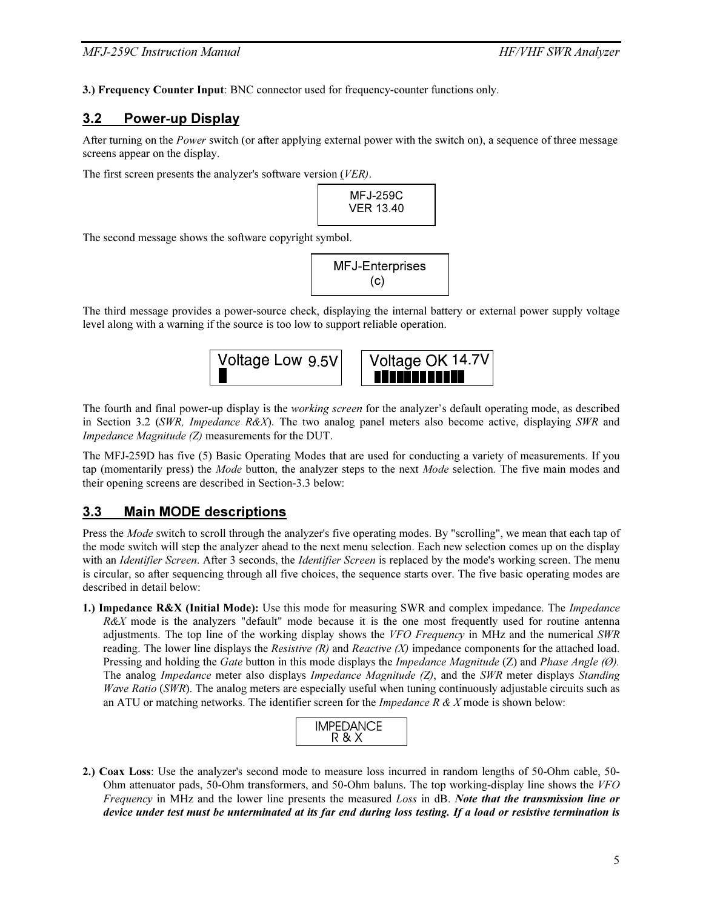**3.) Frequency Counter Input**: BNC connector used for frequency-counter functions only.

## 3.2 Power-up Display

After turning on the *Power* switch (or after applying external power with the switch on), a sequence of three message screens appear on the display.

The first screen presents the analyzer's software version (*VER)*.

```
MFJ-259C
VER 13.40
```

The second message shows the software copyright symbol.

```
MFJ-Enterprises
(c)
```

The third message provides a power-source check, displaying the internal battery or external power supply voltage level along with a warning if the source is too low to support reliable operation.

```
Voltage Low 9.5V
█
```

```
Voltage OK 14.7V
████████████
```

The fourth and final power-up display is the *working screen* for the analyzer's default operating mode, as described in Section 3.2 (*SWR, Impedance R&X*). The two analog panel meters also become active, displaying *SWR* and *Impedance Magnitude (Z)* measurements for the DUT.

The MFJ-259D has five (5) Basic Operating Modes that are used for conducting a variety of measurements. If you tap (momentarily press) the *Mode* button, the analyzer steps to the next *Mode* selection. The five main modes and their opening screens are described in Section-3.3 below:

## 3.3 Main MODE descriptions

Press the *Mode* switch to scroll through the analyzer's five operating modes. By "scrolling", we mean that each tap of the mode switch will step the analyzer ahead to the next menu selection. Each new selection comes up on the display with an *Identifier Screen*. After 3 seconds, the *Identifier Screen* is replaced by the mode's working screen. The menu is circular, so after sequencing through all five choices, the sequence starts over. The five basic operating modes are described in detail below:

**1.) Impedance R&X (Initial Mode):** Use this mode for measuring SWR and complex impedance. The *Impedance R&X* mode is the analyzers "default" mode because it is the one most frequently used for routine antenna adjustments. The top line of the working display shows the *VFO Frequency* in MHz and the numerical *SWR* reading. The lower line displays the *Resistive (R)* and *Reactive (X)* impedance components for the attached load. Pressing and holding the *Gate* button in this mode displays the *Impedance Magnitude* (Z) and *Phase Angle (Ø).* The analog *Impedance* meter also displays *Impedance Magnitude (Z)*, and the *SWR* meter displays *Standing Wave Ratio* (*SWR*). The analog meters are especially useful when tuning continuously adjustable circuits such as an ATU or matching networks. The identifier screen for the *Impedance R & X* mode is shown below:

```
IMPEDANCE
R & X
```

**2.) Coax Loss**: Use the analyzer's second mode to measure loss incurred in random lengths of 50-Ohm cable, 50-Ohm attenuator pads, 50-Ohm transformers, and 50-Ohm baluns. The top working-display line shows the *VFO Frequency* in MHz and the lower line presents the measured *Loss* in dB. ***Note that the transmission line or device under test must be unterminated at its far end during loss testing. If a load or resistive termination is***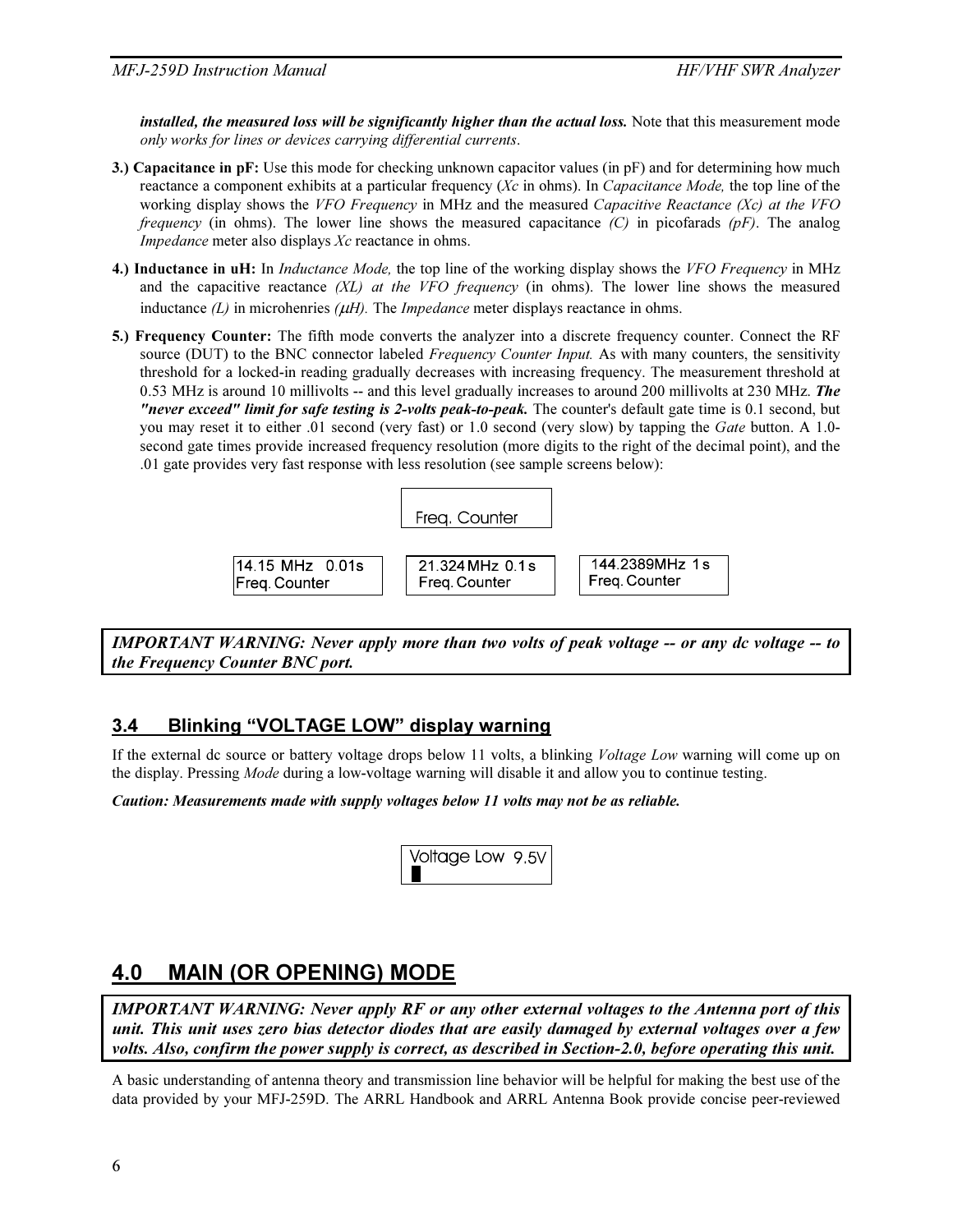***installed, the measured loss will be significantly higher than the actual loss.*** Note that this measurement mode *only works for lines or devices carrying differential currents*.

3.) **Capacitance in pF:** Use this mode for checking unknown capacitor values (in pF) and for determining how much reactance a component exhibits at a particular frequency (*Xc* in ohms). In *Capacitance Mode,* the top line of the working display shows the *VFO Frequency* in MHz and the measured *Capacitive Reactance (Xc) at the VFO frequency* (in ohms). The lower line shows the measured capacitance *(C)* in picofarads *(pF)*. The analog *Impedance* meter also displays *Xc* reactance in ohms.

4.) **Inductance in uH:** In *Inductance Mode,* the top line of the working display shows the *VFO Frequency* in MHz and the capacitive reactance *(XL) at the VFO frequency* (in ohms). The lower line shows the measured inductance *(L)* in microhenries *(μH).* The *Impedance* meter displays reactance in ohms.

5.) **Frequency Counter:** The fifth mode converts the analyzer into a discrete frequency counter. Connect the RF source (DUT) to the BNC connector labeled *Frequency Counter Input.* As with many counters, the sensitivity threshold for a locked-in reading gradually decreases with increasing frequency. The measurement threshold at 0.53 MHz is around 10 millivolts -- and this level gradually increases to around 200 millivolts at 230 MHz. ***The "never exceed" limit for safe testing is 2-volts peak-to-peak.*** The counter's default gate time is 0.1 second, but you may reset it to either .01 second (very fast) or 1.0 second (very slow) by tapping the *Gate* button. A 1.0-second gate times provide increased frequency resolution (more digits to the right of the decimal point), and the .01 gate provides very fast response with less resolution (see sample screens below):

```
Freq. Counter
```

```
14.15 MHz   0.01s
Freq. Counter
```

```
21.324 MHz  0.1 s
Freq. Counter
```

```
144.2389MHz  1 s
Freq. Counter
```

***IMPORTANT WARNING: Never apply more than two volts of peak voltage -- or any dc voltage -- to the Frequency Counter BNC port.***

## 3.4 Blinking "VOLTAGE LOW" display warning

If the external dc source or battery voltage drops below 11 volts, a blinking *Voltage Low* warning will come up on the display. Pressing *Mode* during a low-voltage warning will disable it and allow you to continue testing.

***Caution: Measurements made with supply voltages below 11 volts may not be as reliable.***

```
Voltage Low  9.5V
█
```

# 4.0 MAIN (OR OPENING) MODE

***IMPORTANT WARNING: Never apply RF or any other external voltages to the Antenna port of this unit. This unit uses zero bias detector diodes that are easily damaged by external voltages over a few volts. Also, confirm the power supply is correct, as described in Section-2.0, before operating this unit.***

A basic understanding of antenna theory and transmission line behavior will be helpful for making the best use of the data provided by your MFJ-259D. The ARRL Handbook and ARRL Antenna Book provide concise peer-reviewed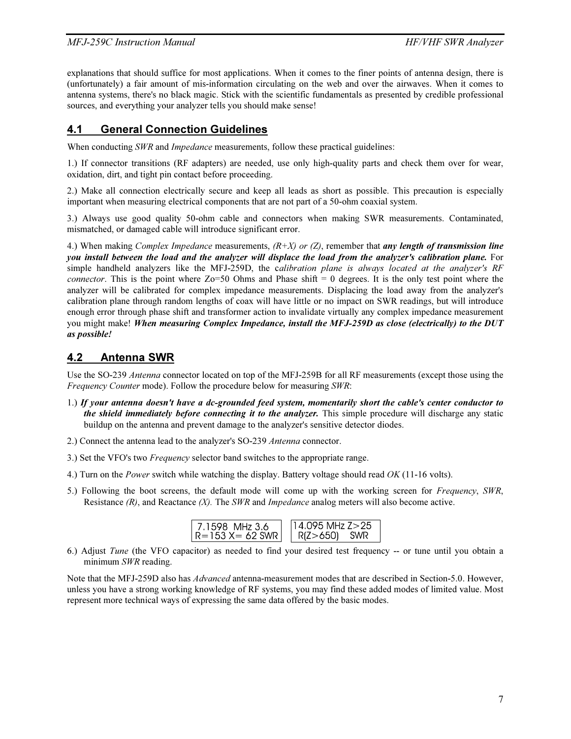explanations that should suffice for most applications. When it comes to the finer points of antenna design, there is (unfortunately) a fair amount of mis-information circulating on the web and over the airwaves. When it comes to antenna systems, there's no black magic. Stick with the scientific fundamentals as presented by credible professional sources, and everything your analyzer tells you should make sense!

## 4.1 General Connection Guidelines

When conducting *SWR* and *Impedance* measurements, follow these practical guidelines:

1.) If connector transitions (RF adapters) are needed, use only high-quality parts and check them over for wear, oxidation, dirt, and tight pin contact before proceeding.

2.) Make all connection electrically secure and keep all leads as short as possible. This precaution is especially important when measuring electrical components that are not part of a 50-ohm coaxial system.

3.) Always use good quality 50-ohm cable and connectors when making SWR measurements. Contaminated, mismatched, or damaged cable will introduce significant error.

4.) When making *Complex Impedance* measurements, *(R+X) or (Z)*, remember that ***any length of transmission line you install between the load and the analyzer will displace the load from the analyzer's calibration plane.*** For simple handheld analyzers like the MFJ-259D, the c*alibration plane is always located at the analyzer's RF connector*. This is the point where Zo=50 Ohms and Phase shift = 0 degrees. It is the only test point where the analyzer will be calibrated for complex impedance measurements. Displacing the load away from the analyzer's calibration plane through random lengths of coax will have little or no impact on SWR readings, but will introduce enough error through phase shift and transformer action to invalidate virtually any complex impedance measurement you might make! ***When measuring Complex Impedance, install the MFJ-259D as close (electrically) to the DUT as possible!***

## 4.2 Antenna SWR

Use the SO-239 *Antenna* connector located on top of the MFJ-259B for all RF measurements (except those using the *Frequency Counter* mode). Follow the procedure below for measuring *SWR*:

1.) ***If your antenna doesn't have a dc-grounded feed system, momentarily short the cable's center conductor to the shield immediately before connecting it to the analyzer.*** This simple procedure will discharge any static buildup on the antenna and prevent damage to the analyzer's sensitive detector diodes.

2.) Connect the antenna lead to the analyzer's SO-239 *Antenna* connector.

3.) Set the VFO's two *Frequency* selector band switches to the appropriate range.

4.) Turn on the *Power* switch while watching the display. Battery voltage should read *OK* (11-16 volts).

5.) Following the boot screens, the default mode will come up with the working screen for *Frequency*, *SWR*, Resistance *(R)*, and Reactance *(X)*. The *SWR* and *Impedance* analog meters will also become active.

```
7.1598  MHz 3.6        14.095 MHz Z>25
R=153 X= 62 SWR        R(Z>650)    SWR
```

6.) Adjust *Tune* (the VFO capacitor) as needed to find your desired test frequency -- or tune until you obtain a minimum *SWR* reading.

Note that the MFJ-259D also has *Advanced* antenna-measurement modes that are described in Section-5.0. However, unless you have a strong working knowledge of RF systems, you may find these added modes of limited value. Most represent more technical ways of expressing the same data offered by the basic modes.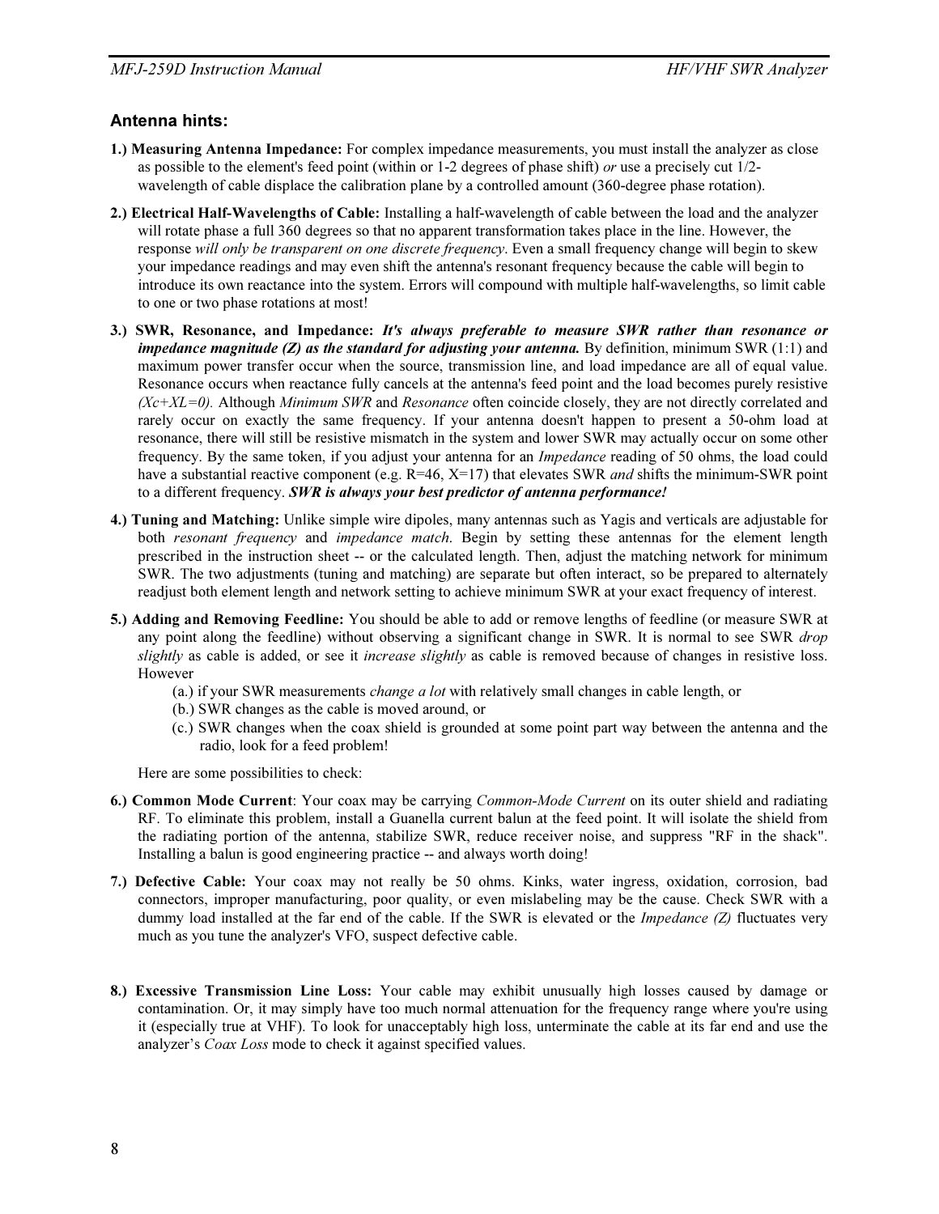## Antenna hints:

**1.) Measuring Antenna Impedance:** For complex impedance measurements, you must install the analyzer as close as possible to the element's feed point (within or 1-2 degrees of phase shift) *or* use a precisely cut 1/2-wavelength of cable displace the calibration plane by a controlled amount (360-degree phase rotation).

**2.) Electrical Half-Wavelengths of Cable:** Installing a half-wavelength of cable between the load and the analyzer will rotate phase a full 360 degrees so that no apparent transformation takes place in the line. However, the response *will only be transparent on one discrete frequency*. Even a small frequency change will begin to skew your impedance readings and may even shift the antenna's resonant frequency because the cable will begin to introduce its own reactance into the system. Errors will compound with multiple half-wavelengths, so limit cable to one or two phase rotations at most!

**3.) SWR, Resonance, and Impedance:** ***It's always preferable to measure SWR rather than resonance or impedance magnitude (Z) as the standard for adjusting your antenna.*** By definition, minimum SWR (1:1) and maximum power transfer occur when the source, transmission line, and load impedance are all of equal value. Resonance occurs when reactance fully cancels at the antenna's feed point and the load becomes purely resistive *(Xc+XL=0).* Although *Minimum SWR* and *Resonance* often coincide closely, they are not directly correlated and rarely occur on exactly the same frequency. If your antenna doesn't happen to present a 50-ohm load at resonance, there will still be resistive mismatch in the system and lower SWR may actually occur on some other frequency. By the same token, if you adjust your antenna for an *Impedance* reading of 50 ohms, the load could have a substantial reactive component (e.g. R=46, X=17) that elevates SWR *and* shifts the minimum-SWR point to a different frequency. ***SWR is always your best predictor of antenna performance!***

**4.) Tuning and Matching:** Unlike simple wire dipoles, many antennas such as Yagis and verticals are adjustable for both *resonant frequency* and *impedance match*. Begin by setting these antennas for the element length prescribed in the instruction sheet -- or the calculated length. Then, adjust the matching network for minimum SWR. The two adjustments (tuning and matching) are separate but often interact, so be prepared to alternately readjust both element length and network setting to achieve minimum SWR at your exact frequency of interest.

**5.) Adding and Removing Feedline:** You should be able to add or remove lengths of feedline (or measure SWR at any point along the feedline) without observing a significant change in SWR. It is normal to see SWR *drop slightly* as cable is added, or see it *increase slightly* as cable is removed because of changes in resistive loss. However

(a.) if your SWR measurements *change a lot* with relatively small changes in cable length, or
(b.) SWR changes as the cable is moved around, or
(c.) SWR changes when the coax shield is grounded at some point part way between the antenna and the radio, look for a feed problem!

Here are some possibilities to check:

**6.) Common Mode Current**: Your coax may be carrying *Common-Mode Current* on its outer shield and radiating RF. To eliminate this problem, install a Guanella current balun at the feed point. It will isolate the shield from the radiating portion of the antenna, stabilize SWR, reduce receiver noise, and suppress "RF in the shack". Installing a balun is good engineering practice -- and always worth doing!

**7.) Defective Cable:** Your coax may not really be 50 ohms. Kinks, water ingress, oxidation, corrosion, bad connectors, improper manufacturing, poor quality, or even mislabeling may be the cause. Check SWR with a dummy load installed at the far end of the cable. If the SWR is elevated or the *Impedance (Z)* fluctuates very much as you tune the analyzer's VFO, suspect defective cable.

**8.) Excessive Transmission Line Loss:** Your cable may exhibit unusually high losses caused by damage or contamination. Or, it may simply have too much normal attenuation for the frequency range where you're using it (especially true at VHF). To look for unacceptably high loss, unterminate the cable at its far end and use the analyzer's *Coax Loss* mode to check it against specified values.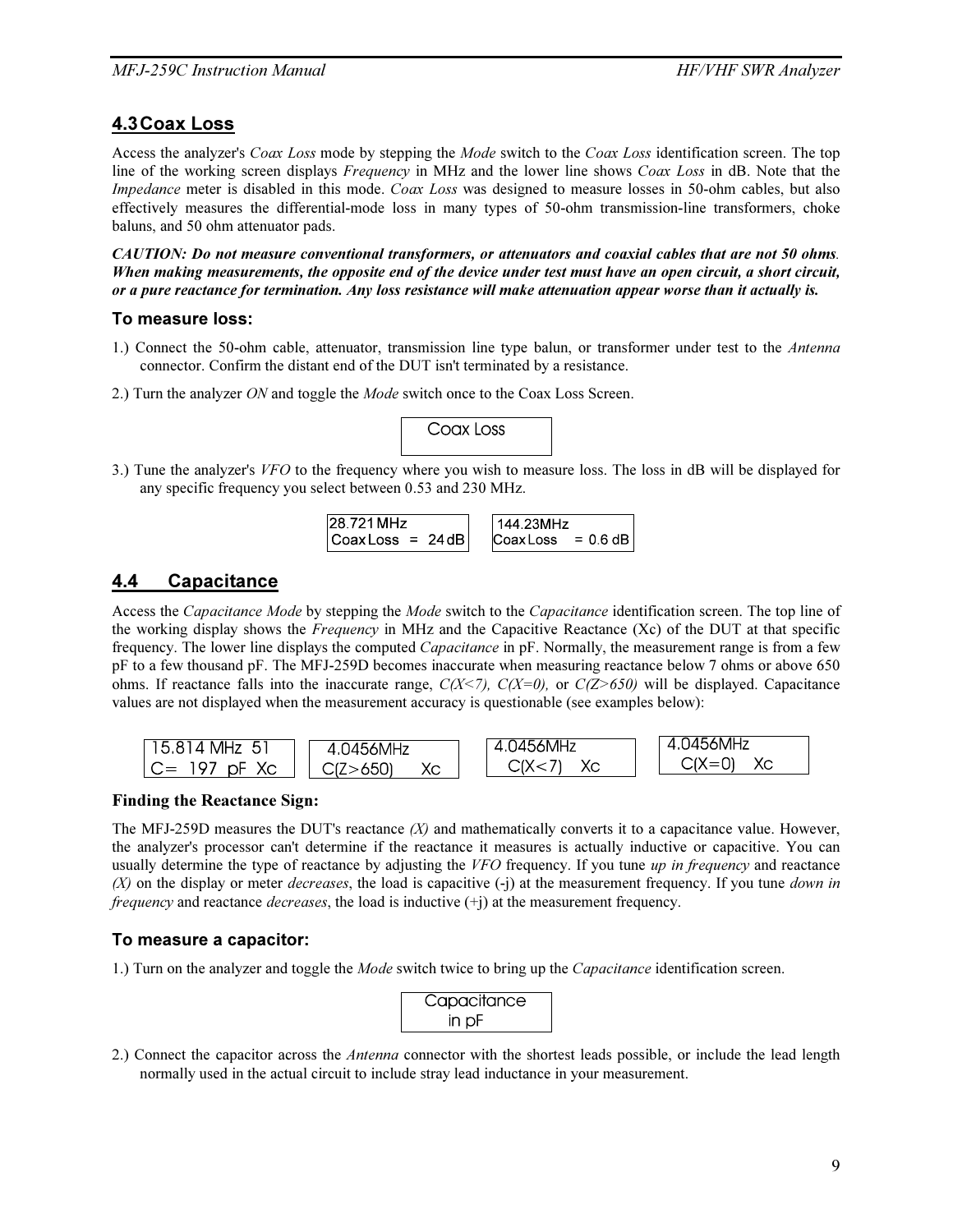## 4.3 Coax Loss

Access the analyzer's *Coax Loss* mode by stepping the *Mode* switch to the *Coax Loss* identification screen. The top line of the working screen displays *Frequency* in MHz and the lower line shows *Coax Loss* in dB. Note that the *Impedance* meter is disabled in this mode. *Coax Loss* was designed to measure losses in 50-ohm cables, but also effectively measures the differential-mode loss in many types of 50-ohm transmission-line transformers, choke baluns, and 50 ohm attenuator pads.

***CAUTION: Do not measure conventional transformers, or attenuators and coaxial cables that are not 50 ohms. When making measurements, the opposite end of the device under test must have an open circuit, a short circuit, or a pure reactance for termination. Any loss resistance will make attenuation appear worse than it actually is.***

### To measure loss:

1.) Connect the 50-ohm cable, attenuator, transmission line type balun, or transformer under test to the *Antenna* connector. Confirm the distant end of the DUT isn't terminated by a resistance.

2.) Turn the analyzer *ON* and toggle the *Mode* switch once to the Coax Loss Screen.

```
Coax Loss
```

3.) Tune the analyzer's *VFO* to the frequency where you wish to measure loss. The loss in dB will be displayed for any specific frequency you select between 0.53 and 230 MHz.

```
28.721 MHz
Coax Loss  =  24 dB
```

```
144.23MHz
Coax Loss   = 0.6 dB
```

## 4.4 Capacitance

Access the *Capacitance Mode* by stepping the *Mode* switch to the *Capacitance* identification screen. The top line of the working display shows the *Frequency* in MHz and the Capacitive Reactance (Xc) of the DUT at that specific frequency. The lower line displays the computed *Capacitance* in pF. Normally, the measurement range is from a few pF to a few thousand pF. The MFJ-259D becomes inaccurate when measuring reactance below 7 ohms or above 650 ohms. If reactance falls into the inaccurate range, *C(X<7), C(X=0),* or *C(Z>650)* will be displayed. Capacitance values are not displayed when the measurement accuracy is questionable (see examples below):

```
15.814 MHz  51
C=  197  pF  Xc
```

```
4.0456MHz
C(Z>650)     Xc
```

```
4.0456MHz
C(X<7)    Xc
```

```
4.0456MHz
C(X=0)    Xc
```

**Finding the Reactance Sign:**

The MFJ-259D measures the DUT's reactance *(X)* and mathematically converts it to a capacitance value. However, the analyzer's processor can't determine if the reactance it measures is actually inductive or capacitive. You can usually determine the type of reactance by adjusting the *VFO* frequency. If you tune *up in frequency* and reactance *(X)* on the display or meter *decreases*, the load is capacitive (-j) at the measurement frequency. If you tune *down in frequency* and reactance *decreases*, the load is inductive (+j) at the measurement frequency.

### To measure a capacitor:

1.) Turn on the analyzer and toggle the *Mode* switch twice to bring up the *Capacitance* identification screen.

```
Capacitance
  in pF
```

2.) Connect the capacitor across the *Antenna* connector with the shortest leads possible, or include the lead length normally used in the actual circuit to include stray lead inductance in your measurement.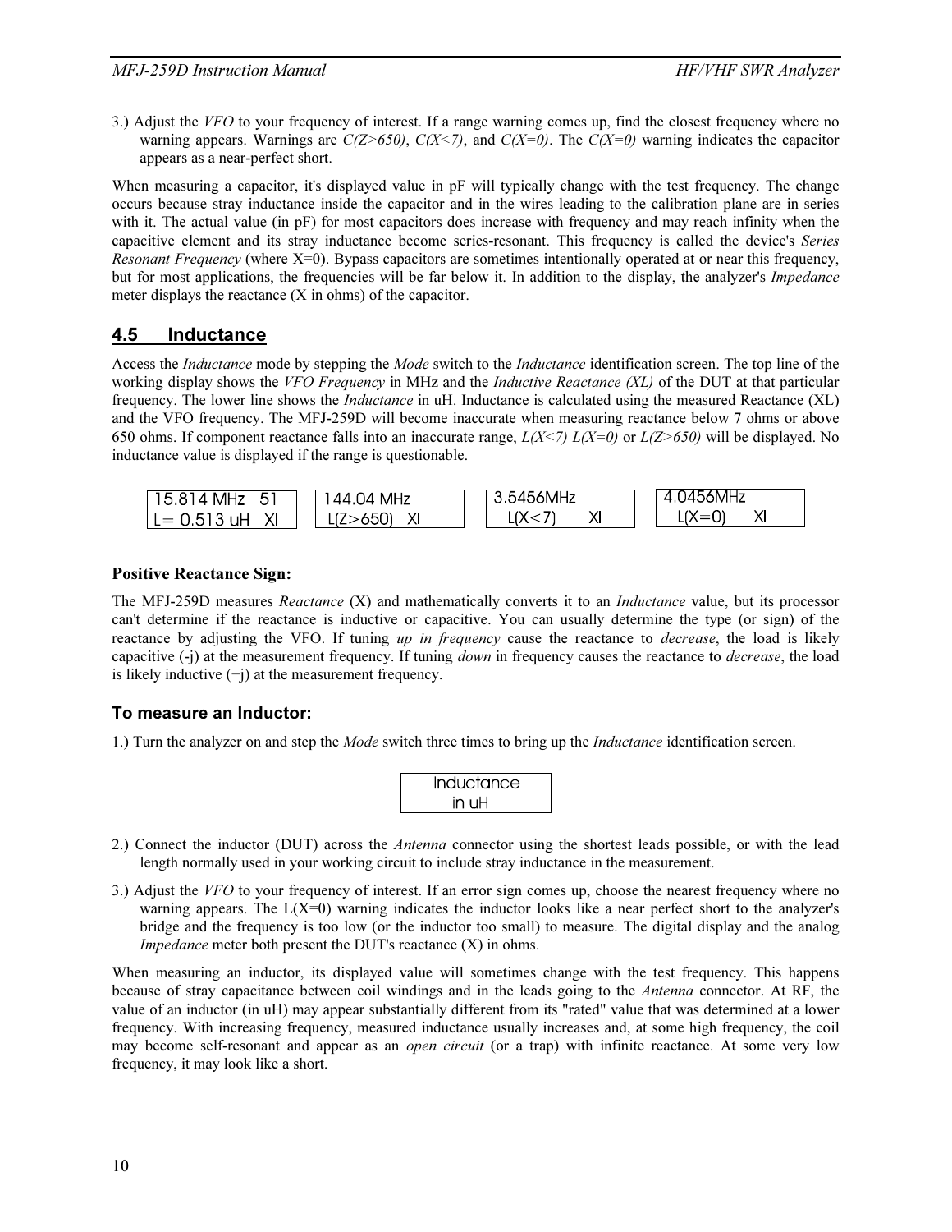3.) Adjust the *VFO* to your frequency of interest. If a range warning comes up, find the closest frequency where no warning appears. Warnings are *C(Z>650)*, *C(X<7)*, and *C(X=0)*. The *C(X=0)* warning indicates the capacitor appears as a near-perfect short.

When measuring a capacitor, it's displayed value in pF will typically change with the test frequency. The change occurs because stray inductance inside the capacitor and in the wires leading to the calibration plane are in series with it. The actual value (in pF) for most capacitors does increase with frequency and may reach infinity when the capacitive element and its stray inductance become series-resonant. This frequency is called the device's *Series Resonant Frequency* (where X=0). Bypass capacitors are sometimes intentionally operated at or near this frequency, but for most applications, the frequencies will be far below it. In addition to the display, the analyzer's *Impedance* meter displays the reactance (X in ohms) of the capacitor.

## 4.5 Inductance

Access the *Inductance* mode by stepping the *Mode* switch to the *Inductance* identification screen. The top line of the working display shows the *VFO Frequency* in MHz and the *Inductive Reactance (XL)* of the DUT at that particular frequency. The lower line shows the *Inductance* in uH. Inductance is calculated using the measured Reactance (XL) and the VFO frequency. The MFJ-259D will become inaccurate when measuring reactance below 7 ohms or above 650 ohms. If component reactance falls into an inaccurate range, *L(X<7) L(X=0)* or *L(Z>650)* will be displayed. No inductance value is displayed if the range is questionable.

```
15.814 MHz   51
L= 0.513 uH   Xl
```

```
144.04 MHz
 L(Z>650)   Xl
```

```
3.5456MHz
  L(X<7)      Xl
```

```
4.0456MHz
  L(X=0)      Xl
```

### Positive Reactance Sign:

The MFJ-259D measures *Reactance* (X) and mathematically converts it to an *Inductance* value, but its processor can't determine if the reactance is inductive or capacitive. You can usually determine the type (or sign) of the reactance by adjusting the VFO. If tuning *up in frequency* cause the reactance to *decrease*, the load is likely capacitive (-j) at the measurement frequency. If tuning *down* in frequency causes the reactance to *decrease*, the load is likely inductive (+j) at the measurement frequency.

### To measure an Inductor:

1.) Turn the analyzer on and step the *Mode* switch three times to bring up the *Inductance* identification screen.

```
Inductance
  in uH
```

2.) Connect the inductor (DUT) across the *Antenna* connector using the shortest leads possible, or with the lead length normally used in your working circuit to include stray inductance in the measurement.

3.) Adjust the *VFO* to your frequency of interest. If an error sign comes up, choose the nearest frequency where no warning appears. The L(X=0) warning indicates the inductor looks like a near perfect short to the analyzer's bridge and the frequency is too low (or the inductor too small) to measure. The digital display and the analog *Impedance* meter both present the DUT's reactance (X) in ohms.

When measuring an inductor, its displayed value will sometimes change with the test frequency. This happens because of stray capacitance between coil windings and in the leads going to the *Antenna* connector. At RF, the value of an inductor (in uH) may appear substantially different from its "rated" value that was determined at a lower frequency. With increasing frequency, measured inductance usually increases and, at some high frequency, the coil may become self-resonant and appear as an *open circuit* (or a trap) with infinite reactance. At some very low frequency, it may look like a short.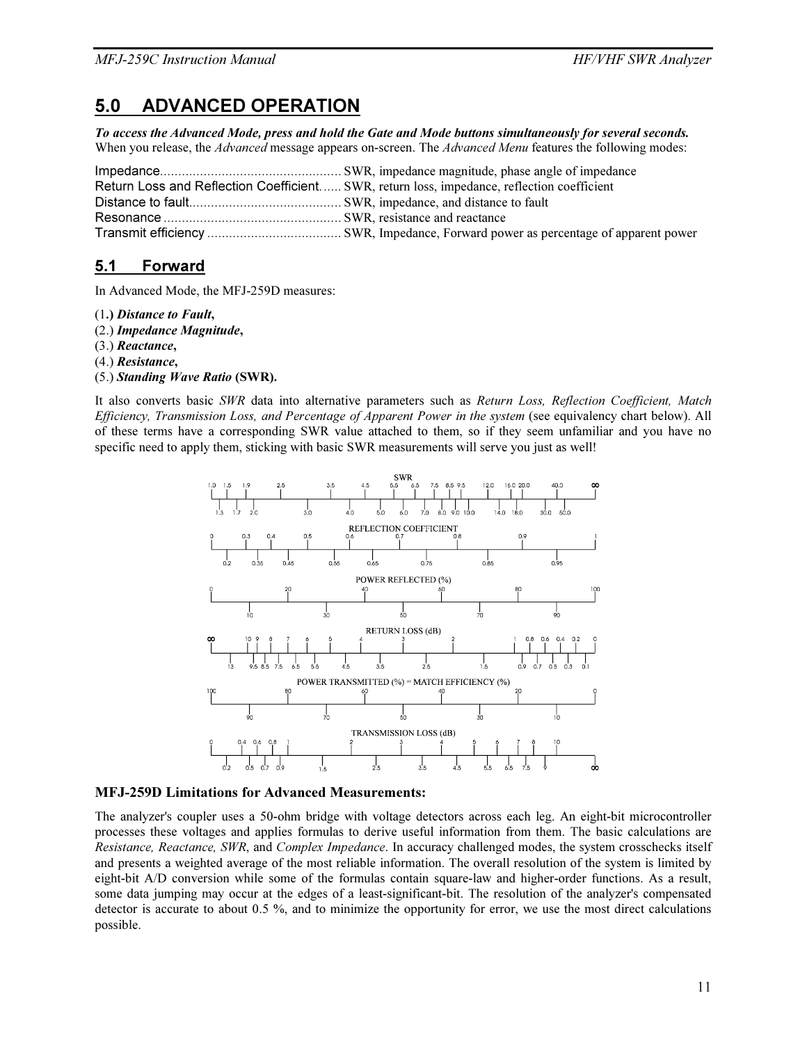# 5.0 ADVANCED OPERATION

***To access the Advanced Mode, press and hold the Gate and Mode buttons simultaneously for several seconds.*** When you release, the *Advanced* message appears on-screen. The *Advanced Menu* features the following modes:

Impedance.................................................. SWR, impedance magnitude, phase angle of impedance
Return Loss and Reflection Coefficient...... SWR, return loss, impedance, reflection coefficient
Distance to fault.......................................... SWR, impedance, and distance to fault
Resonance ................................................. SWR, resistance and reactance
Transmit efficiency ..................................... SWR, Impedance, Forward power as percentage of apparent power

## 5.1 Forward

In Advanced Mode, the MFJ-259D measures:

(1.) ***Distance to Fault***,
(2.) ***Impedance Magnitude***,
(3.) ***Reactance***,
(4.) ***Resistance***,
(5.) ***Standing Wave Ratio*** **(SWR).**

It also converts basic *SWR* data into alternative parameters such as *Return Loss, Reflection Coefficient, Match Efficiency, Transmission Loss, and Percentage of Apparent Power in the system* (see equivalency chart below). All of these terms have a corresponding SWR value attached to them, so if they seem unfamiliar and you have no specific need to apply them, sticking with basic SWR measurements will serve you just as well!

SWR
1.0 1.5 1.9 2.5 3.5 4.5 5.5 6.5 7.5 8.5 9.5 12.0 16.0 20.0 40.0 ∞
1.3 1.7 2.0 3.0 4.0 5.0 6.0 7.0 8.0 9.0 10.0 14.0 18.0 30.0 50.0

REFLECTION COEFFICIENT
0 0.3 0.4 0.5 0.6 0.7 0.8 0.9 1
0.2 0.35 0.45 0.55 0.65 0.75 0.85 0.95

POWER REFLECTED (%)
0 20 40 60 80 100
10 30 50 70 90

RETURN LOSS (dB)
∞ 10 9 8 7 6 5 4 3 2 1 0.8 0.6 0.4 0.2 0
13 9.5 8.5 7.5 6.5 5.5 4.5 3.5 2.5 1.5 0.9 0.7 0.5 0.3 0.1

POWER TRANSMITTED (%) = MATCH EFFICIENCY (%)
100 80 60 40 20 0
90 70 50 30 10

TRANSMISSION LOSS (dB)
0 0.4 0.6 0.8 1 2 3 4 5 6 7 8 10
0.2 0.5 0.7 0.9 1.5 2.5 3.5 4.5 5.5 6.5 7.5 9 ∞

### MFJ-259D Limitations for Advanced Measurements:

The analyzer's coupler uses a 50-ohm bridge with voltage detectors across each leg. An eight-bit microcontroller processes these voltages and applies formulas to derive useful information from them. The basic calculations are *Resistance, Reactance, SWR*, and *Complex Impedance*. In accuracy challenged modes, the system crosschecks itself and presents a weighted average of the most reliable information. The overall resolution of the system is limited by eight-bit A/D conversion while some of the formulas contain square-law and higher-order functions. As a result, some data jumping may occur at the edges of a least-significant-bit. The resolution of the analyzer's compensated detector is accurate to about 0.5 %, and to minimize the opportunity for error, we use the most direct calculations possible.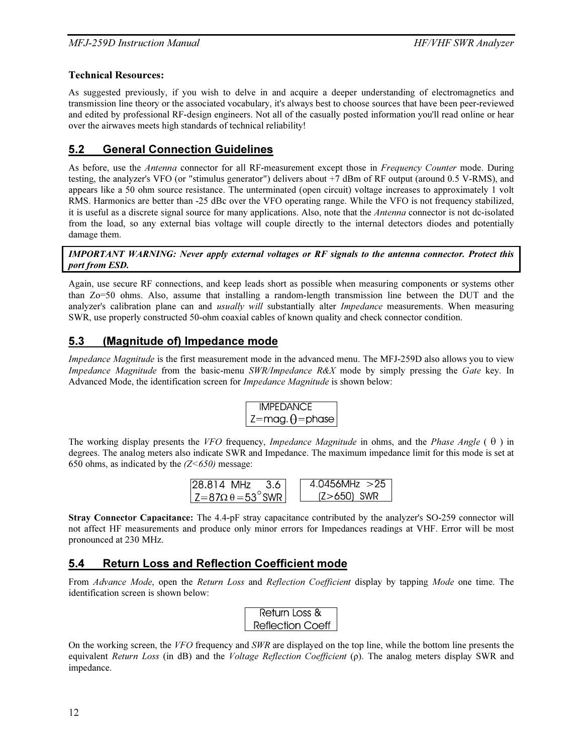**Technical Resources:**

As suggested previously, if you wish to delve in and acquire a deeper understanding of electromagnetics and transmission line theory or the associated vocabulary, it's always best to choose sources that have been peer-reviewed and edited by professional RF-design engineers. Not all of the casually posted information you'll read online or hear over the airwaves meets high standards of technical reliability!

## 5.2 General Connection Guidelines

As before, use the *Antenna* connector for all RF-measurement except those in *Frequency Counter* mode. During testing, the analyzer's VFO (or "stimulus generator") delivers about +7 dBm of RF output (around 0.5 V-RMS), and appears like a 50 ohm source resistance. The unterminated (open circuit) voltage increases to approximately 1 volt RMS. Harmonics are better than -25 dBc over the VFO operating range. While the VFO is not frequency stabilized, it is useful as a discrete signal source for many applications. Also, note that the *Antenna* connector is not dc-isolated from the load, so any external bias voltage will couple directly to the internal detectors diodes and potentially damage them.

***IMPORTANT WARNING: Never apply external voltages or RF signals to the antenna connector. Protect this port from ESD.***

Again, use secure RF connections, and keep leads short as possible when measuring components or systems other than Zo=50 ohms. Also, assume that installing a random-length transmission line between the DUT and the analyzer's calibration plane can and *usually will* substantially alter *Impedance* measurements. When measuring SWR, use properly constructed 50-ohm coaxial cables of known quality and check connector condition.

## 5.3 (Magnitude of) Impedance mode

*Impedance Magnitude* is the first measurement mode in the advanced menu. The MFJ-259D also allows you to view *Impedance Magnitude* from the basic-menu *SWR/Impedance R&X* mode by simply pressing the *Gate* key. In Advanced Mode, the identification screen for *Impedance Magnitude* is shown below:

```
IMPEDANCE
Z=mag. θ=phase
```

The working display presents the *VFO* frequency, *Impedance Magnitude* in ohms, and the *Phase Angle* ( θ ) in degrees. The analog meters also indicate SWR and Impedance. The maximum impedance limit for this mode is set at 650 ohms, as indicated by the *(Z<650)* message:

```
28.814  MHz     3.6
Z=87Ω θ=53° SWR
```

```
4.0456MHz  >25
 (Z>650)  SWR
```

**Stray Connector Capacitance:** The 4.4-pF stray capacitance contributed by the analyzer's SO-259 connector will not affect HF measurements and produce only minor errors for Impedances readings at VHF. Error will be most pronounced at 230 MHz.

## 5.4 Return Loss and Reflection Coefficient mode

From *Advance Mode*, open the *Return Loss* and *Reflection Coefficient* display by tapping *Mode* one time. The identification screen is shown below:

```
Return Loss &
Reflection Coeff
```

On the working screen, the *VFO* frequency and *SWR* are displayed on the top line, while the bottom line presents the equivalent *Return Loss* (in dB) and the *Voltage Reflection Coefficient* (ρ). The analog meters display SWR and impedance.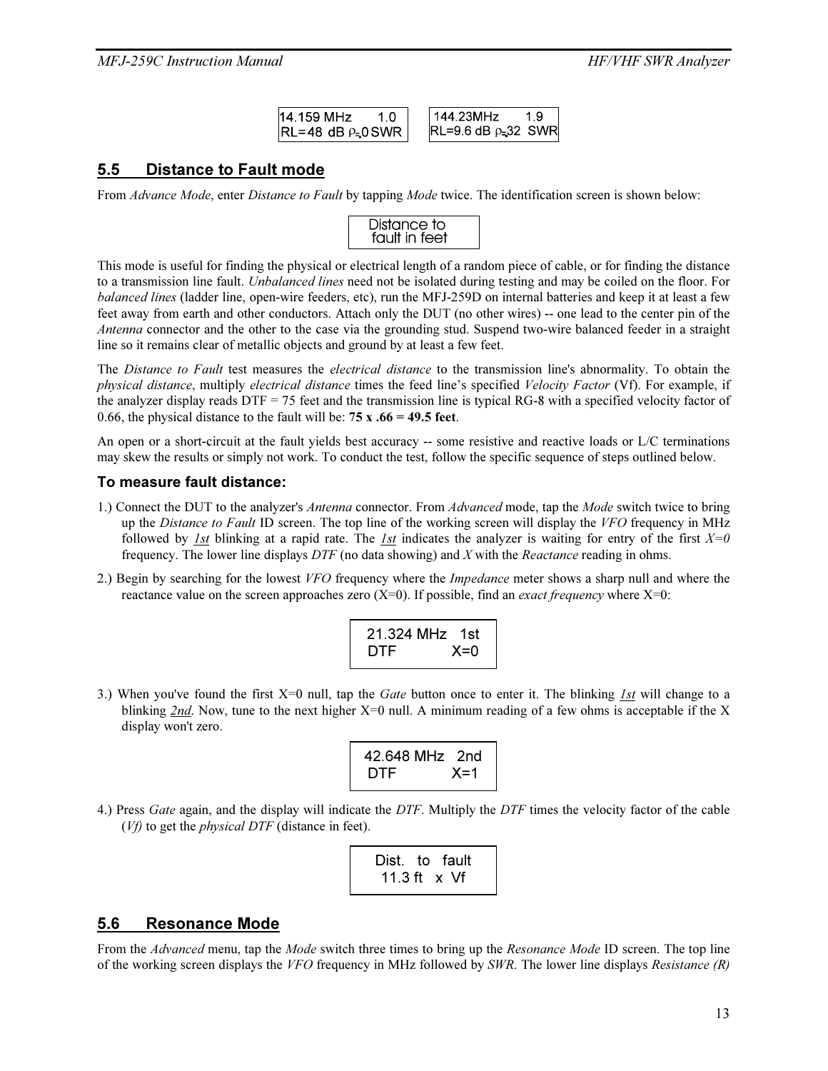```
14.159 MHz     1.0
RL= 48 dB ρ=0 SWR
```

```
144.23MHz     1.9
RL=9.6 dB ρ=32 SWR
```

## 5.5 Distance to Fault mode

From *Advance Mode*, enter *Distance to Fault* by tapping *Mode* twice. The identification screen is shown below:

```
Distance to
fault in feet
```

This mode is useful for finding the physical or electrical length of a random piece of cable, or for finding the distance to a transmission line fault. *Unbalanced lines* need not be isolated during testing and may be coiled on the floor. For *balanced lines* (ladder line, open-wire feeders, etc), run the MFJ-259D on internal batteries and keep it at least a few feet away from earth and other conductors. Attach only the DUT (no other wires) -- one lead to the center pin of the *Antenna* connector and the other to the case via the grounding stud. Suspend two-wire balanced feeder in a straight line so it remains clear of metallic objects and ground by at least a few feet.

The *Distance to Fault* test measures the *electrical distance* to the transmission line's abnormality. To obtain the *physical distance*, multiply *electrical distance* times the feed line's specified *Velocity Factor* (Vf). For example, if the analyzer display reads DTF = 75 feet and the transmission line is typical RG-8 with a specified velocity factor of 0.66, the physical distance to the fault will be: **75 x .66 = 49.5 feet**.

An open or a short-circuit at the fault yields best accuracy -- some resistive and reactive loads or L/C terminations may skew the results or simply not work. To conduct the test, follow the specific sequence of steps outlined below.

### To measure fault distance:

1.) Connect the DUT to the analyzer's *Antenna* connector. From *Advanced* mode, tap the *Mode* switch twice to bring up the *Distance to Fault* ID screen. The top line of the working screen will display the *VFO* frequency in MHz followed by *1st* blinking at a rapid rate. The *1st* indicates the analyzer is waiting for entry of the first *X=0* frequency. The lower line displays *DTF* (no data showing) and *X* with the *Reactance* reading in ohms.

2.) Begin by searching for the lowest *VFO* frequency where the *Impedance* meter shows a sharp null and where the reactance value on the screen approaches zero (X=0). If possible, find an *exact frequency* where X=0:

```
21.324 MHz   1st
DTF          X=0
```

3.) When you've found the first X=0 null, tap the *Gate* button once to enter it. The blinking *1st* will change to a blinking *2nd*. Now, tune to the next higher X=0 null. A minimum reading of a few ohms is acceptable if the X display won't zero.

```
42.648 MHz   2nd
DTF          X=1
```

4.) Press *Gate* again, and the display will indicate the *DTF*. Multiply the *DTF* times the velocity factor of the cable (*Vf)* to get the *physical DTF* (distance in feet).

```
Dist.  to  fault
11.3 ft   x  Vf
```

## 5.6 Resonance Mode

From the *Advanced* menu, tap the *Mode* switch three times to bring up the *Resonance Mode* ID screen. The top line of the working screen displays the *VFO* frequency in MHz followed by *SWR*. The lower line displays *Resistance (R)*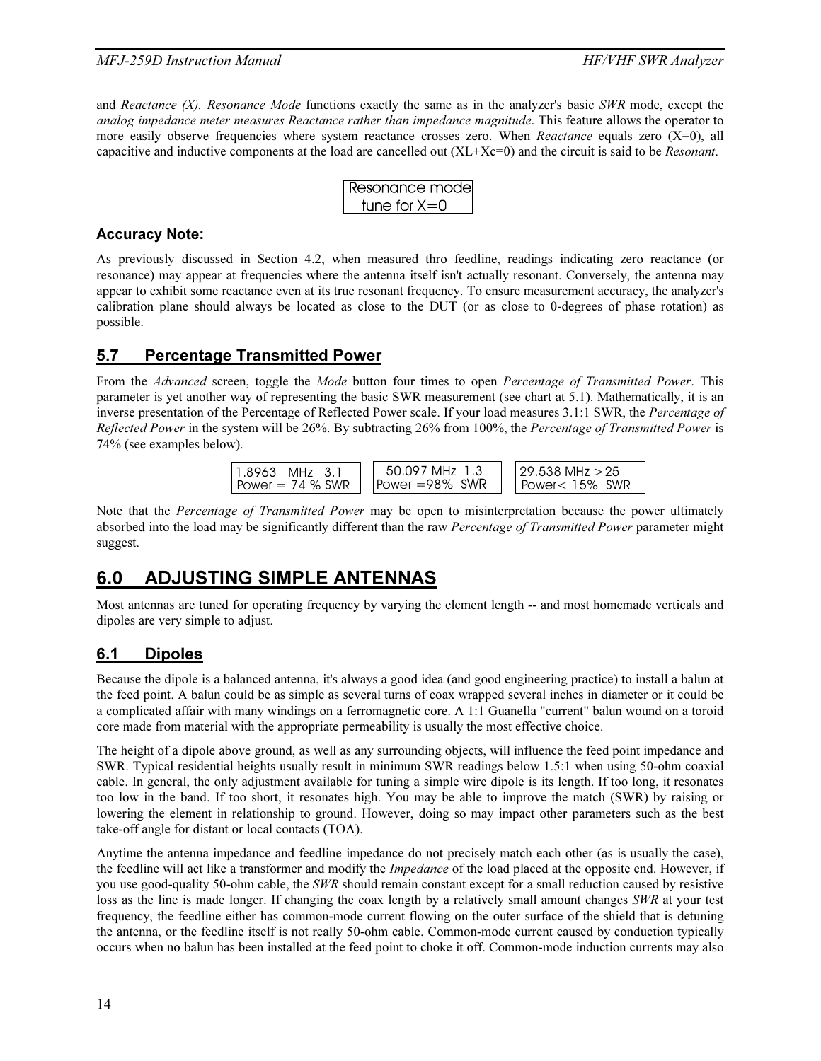and *Reactance (X)*. *Resonance Mode* functions exactly the same as in the analyzer's basic *SWR* mode, except the *analog impedance meter measures Reactance rather than impedance magnitude*. This feature allows the operator to more easily observe frequencies where system reactance crosses zero. When *Reactance* equals zero (X=0), all capacitive and inductive components at the load are cancelled out (XL+Xc=0) and the circuit is said to be *Resonant*.

```
Resonance mode
  tune for X=0
```

### Accuracy Note:

As previously discussed in Section 4.2, when measured thro feedline, readings indicating zero reactance (or resonance) may appear at frequencies where the antenna itself isn't actually resonant. Conversely, the antenna may appear to exhibit some reactance even at its true resonant frequency. To ensure measurement accuracy, the analyzer's calibration plane should always be located as close to the DUT (or as close to 0-degrees of phase rotation) as possible.

## 5.7 Percentage Transmitted Power

From the *Advanced* screen, toggle the *Mode* button four times to open *Percentage of Transmitted Power*. This parameter is yet another way of representing the basic SWR measurement (see chart at 5.1). Mathematically, it is an inverse presentation of the Percentage of Reflected Power scale. If your load measures 3.1:1 SWR, the *Percentage of Reflected Power* in the system will be 26%. By subtracting 26% from 100%, the *Percentage of Transmitted Power* is 74% (see examples below).

```
1.8963   MHz   3.1
Power = 74 % SWR
```

```
 50.097 MHz  1.3
Power =98%  SWR
```

```
29.538 MHz >25
Power< 15%  SWR
```

Note that the *Percentage of Transmitted Power* may be open to misinterpretation because the power ultimately absorbed into the load may be significantly different than the raw *Percentage of Transmitted Power* parameter might suggest.

# 6.0 ADJUSTING SIMPLE ANTENNAS

Most antennas are tuned for operating frequency by varying the element length -- and most homemade verticals and dipoles are very simple to adjust.

## 6.1 Dipoles

Because the dipole is a balanced antenna, it's always a good idea (and good engineering practice) to install a balun at the feed point. A balun could be as simple as several turns of coax wrapped several inches in diameter or it could be a complicated affair with many windings on a ferromagnetic core. A 1:1 Guanella "current" balun wound on a toroid core made from material with the appropriate permeability is usually the most effective choice.

The height of a dipole above ground, as well as any surrounding objects, will influence the feed point impedance and SWR. Typical residential heights usually result in minimum SWR readings below 1.5:1 when using 50-ohm coaxial cable. In general, the only adjustment available for tuning a simple wire dipole is its length. If too long, it resonates too low in the band. If too short, it resonates high. You may be able to improve the match (SWR) by raising or lowering the element in relationship to ground. However, doing so may impact other parameters such as the best take-off angle for distant or local contacts (TOA).

Anytime the antenna impedance and feedline impedance do not precisely match each other (as is usually the case), the feedline will act like a transformer and modify the *Impedance* of the load placed at the opposite end. However, if you use good-quality 50-ohm cable, the *SWR* should remain constant except for a small reduction caused by resistive loss as the line is made longer. If changing the coax length by a relatively small amount changes *SWR* at your test frequency, the feedline either has common-mode current flowing on the outer surface of the shield that is detuning the antenna, or the feedline itself is not really 50-ohm cable. Common-mode current caused by conduction typically occurs when no balun has been installed at the feed point to choke it off. Common-mode induction currents may also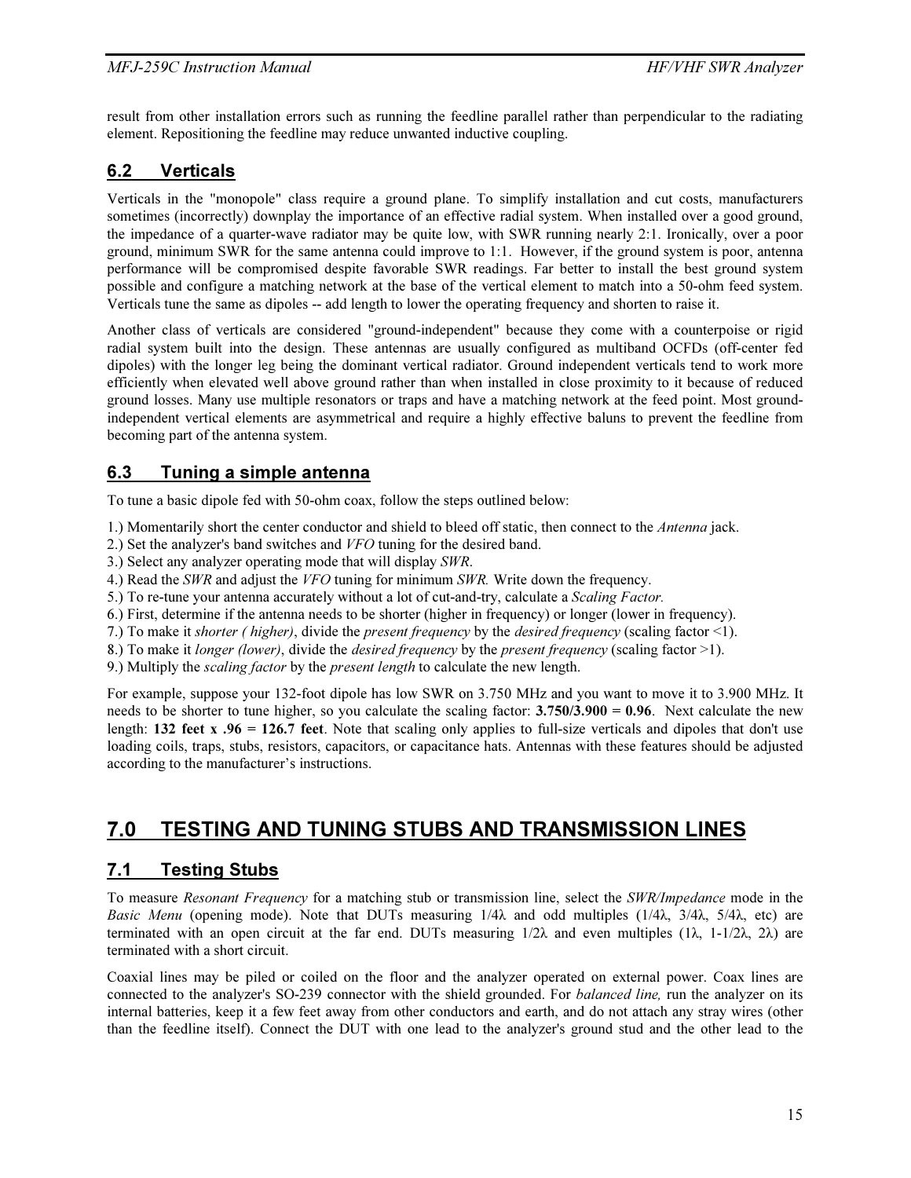result from other installation errors such as running the feedline parallel rather than perpendicular to the radiating element. Repositioning the feedline may reduce unwanted inductive coupling.

## 6.2 Verticals

Verticals in the "monopole" class require a ground plane. To simplify installation and cut costs, manufacturers sometimes (incorrectly) downplay the importance of an effective radial system. When installed over a good ground, the impedance of a quarter-wave radiator may be quite low, with SWR running nearly 2:1. Ironically, over a poor ground, minimum SWR for the same antenna could improve to 1:1. However, if the ground system is poor, antenna performance will be compromised despite favorable SWR readings. Far better to install the best ground system possible and configure a matching network at the base of the vertical element to match into a 50-ohm feed system. Verticals tune the same as dipoles -- add length to lower the operating frequency and shorten to raise it.

Another class of verticals are considered "ground-independent" because they come with a counterpoise or rigid radial system built into the design. These antennas are usually configured as multiband OCFDs (off-center fed dipoles) with the longer leg being the dominant vertical radiator. Ground independent verticals tend to work more efficiently when elevated well above ground rather than when installed in close proximity to it because of reduced ground losses. Many use multiple resonators or traps and have a matching network at the feed point. Most ground-independent vertical elements are asymmetrical and require a highly effective baluns to prevent the feedline from becoming part of the antenna system.

## 6.3 Tuning a simple antenna

To tune a basic dipole fed with 50-ohm coax, follow the steps outlined below:

1.) Momentarily short the center conductor and shield to bleed off static, then connect to the *Antenna* jack.
2.) Set the analyzer's band switches and *VFO* tuning for the desired band.
3.) Select any analyzer operating mode that will display *SWR*.
4.) Read the *SWR* and adjust the *VFO* tuning for minimum *SWR.* Write down the frequency.
5.) To re-tune your antenna accurately without a lot of cut-and-try, calculate a *Scaling Factor.*
6.) First, determine if the antenna needs to be shorter (higher in frequency) or longer (lower in frequency).
7.) To make it *shorter ( higher)*, divide the *present frequency* by the *desired frequency* (scaling factor <1).
8.) To make it *longer (lower)*, divide the *desired frequency* by the *present frequency* (scaling factor >1).
9.) Multiply the *scaling factor* by the *present length* to calculate the new length.

For example, suppose your 132-foot dipole has low SWR on 3.750 MHz and you want to move it to 3.900 MHz. It needs to be shorter to tune higher, so you calculate the scaling factor: **3.750/3.900 = 0.96**. Next calculate the new length: **132 feet x .96 = 126.7 feet**. Note that scaling only applies to full-size verticals and dipoles that don't use loading coils, traps, stubs, resistors, capacitors, or capacitance hats. Antennas with these features should be adjusted according to the manufacturer's instructions.

# 7.0 TESTING AND TUNING STUBS AND TRANSMISSION LINES

## 7.1 Testing Stubs

To measure *Resonant Frequency* for a matching stub or transmission line, select the *SWR/Impedance* mode in the *Basic Menu* (opening mode). Note that DUTs measuring 1/4λ and odd multiples (1/4λ, 3/4λ, 5/4λ, etc) are terminated with an open circuit at the far end. DUTs measuring 1/2λ and even multiples (1λ, 1-1/2λ, 2λ) are terminated with a short circuit.

Coaxial lines may be piled or coiled on the floor and the analyzer operated on external power. Coax lines are connected to the analyzer's SO-239 connector with the shield grounded. For *balanced line,* run the analyzer on its internal batteries, keep it a few feet away from other conductors and earth, and do not attach any stray wires (other than the feedline itself). Connect the DUT with one lead to the analyzer's ground stud and the other lead to the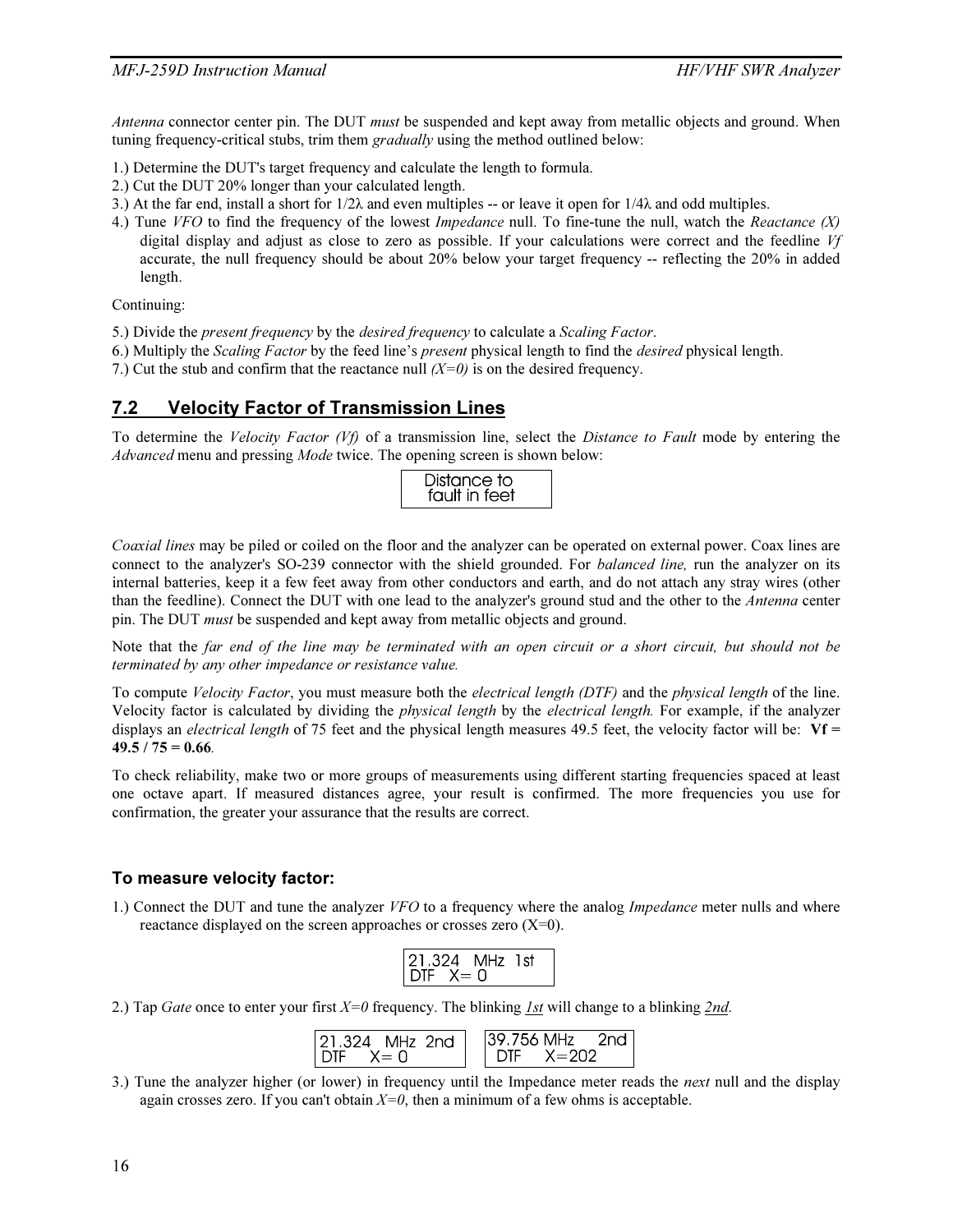*Antenna* connector center pin. The DUT *must* be suspended and kept away from metallic objects and ground. When tuning frequency-critical stubs, trim them *gradually* using the method outlined below:

1.) Determine the DUT's target frequency and calculate the length to formula.
2.) Cut the DUT 20% longer than your calculated length.
3.) At the far end, install a short for 1/2λ and even multiples -- or leave it open for 1/4λ and odd multiples.
4.) Tune *VFO* to find the frequency of the lowest *Impedance* null. To fine-tune the null, watch the *Reactance (X)* digital display and adjust as close to zero as possible. If your calculations were correct and the feedline *Vf* accurate, the null frequency should be about 20% below your target frequency -- reflecting the 20% in added length.

Continuing:

5.) Divide the *present frequency* by the *desired frequency* to calculate a *Scaling Factor*.
6.) Multiply the *Scaling Factor* by the feed line's *present* physical length to find the *desired* physical length.
7.) Cut the stub and confirm that the reactance null *(X=0)* is on the desired frequency.

## 7.2 Velocity Factor of Transmission Lines

To determine the *Velocity Factor (Vf)* of a transmission line, select the *Distance to Fault* mode by entering the *Advanced* menu and pressing *Mode* twice. The opening screen is shown below:

```
Distance to
fault in feet
```

*Coaxial lines* may be piled or coiled on the floor and the analyzer can be operated on external power. Coax lines are connect to the analyzer's SO-239 connector with the shield grounded. For *balanced line,* run the analyzer on its internal batteries, keep it a few feet away from other conductors and earth, and do not attach any stray wires (other than the feedline). Connect the DUT with one lead to the analyzer's ground stud and the other to the *Antenna* center pin. The DUT *must* be suspended and kept away from metallic objects and ground.

Note that the *far end of the line may be terminated with an open circuit or a short circuit, but should not be terminated by any other impedance or resistance value.*

To compute *Velocity Factor*, you must measure both the *electrical length (DTF)* and the *physical length* of the line. Velocity factor is calculated by dividing the *physical length* by the *electrical length.* For example, if the analyzer displays an *electrical length* of 75 feet and the physical length measures 49.5 feet, the velocity factor will be: **Vf = 49.5 / 75 = 0.66**.

To check reliability, make two or more groups of measurements using different starting frequencies spaced at least one octave apart. If measured distances agree, your result is confirmed. The more frequencies you use for confirmation, the greater your assurance that the results are correct.

### To measure velocity factor:

1.) Connect the DUT and tune the analyzer *VFO* to a frequency where the analog *Impedance* meter nulls and where reactance displayed on the screen approaches or crosses zero (X=0).

```
21.324  MHz  1st
DTF   X= 0
```

2.) Tap *Gate* once to enter your first *X=0* frequency. The blinking *1st* will change to a blinking *2nd*.

```
21.324  MHz  2nd
DTF    X= 0
```

```
39.756 MHz    2nd
 DTF    X=202
```

3.) Tune the analyzer higher (or lower) in frequency until the Impedance meter reads the *next* null and the display again crosses zero. If you can't obtain *X=0*, then a minimum of a few ohms is acceptable.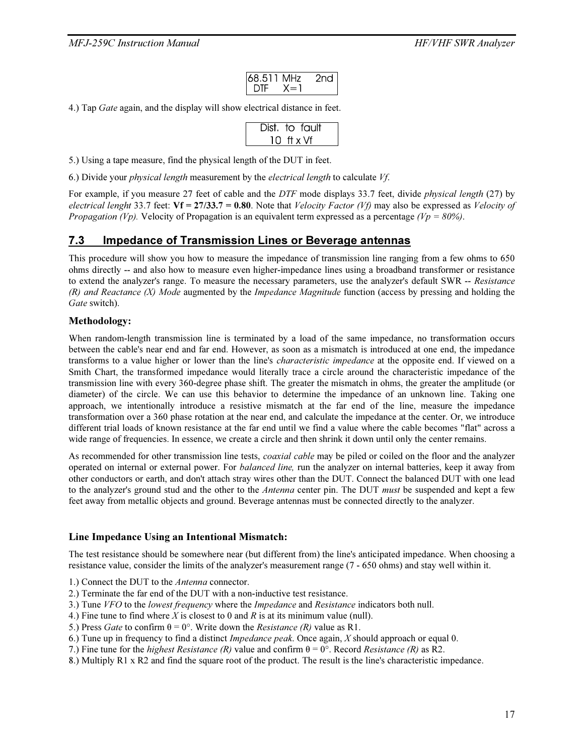```
68.511 MHz    2nd
 DTF    X=1
```

4.) Tap *Gate* again, and the display will show electrical distance in feet.

```
Dist. to fault
 10 ft x Vf
```

5.) Using a tape measure, find the physical length of the DUT in feet.

6.) Divide your *physical length* measurement by the *electrical length* to calculate *Vf*.

For example, if you measure 27 feet of cable and the *DTF* mode displays 33.7 feet, divide *physical length* (27) by *electrical lenght* 33.7 feet: **Vf = 27/33.7 = 0.80**. Note that *Velocity Factor (Vf)* may also be expressed as *Velocity of Propagation (Vp).* Velocity of Propagation is an equivalent term expressed as a percentage *(Vp = 80%)*.

## 7.3 Impedance of Transmission Lines or Beverage antennas

This procedure will show you how to measure the impedance of transmission line ranging from a few ohms to 650 ohms directly -- and also how to measure even higher-impedance lines using a broadband transformer or resistance to extend the analyzer's range. To measure the necessary parameters, use the analyzer's default SWR -- *Resistance (R) and Reactance (X) Mode* augmented by the *Impedance Magnitude* function (access by pressing and holding the *Gate* switch).

### Methodology:

When random-length transmission line is terminated by a load of the same impedance, no transformation occurs between the cable's near end and far end. However, as soon as a mismatch is introduced at one end, the impedance transforms to a value higher or lower than the line's *characteristic impedance* at the opposite end. If viewed on a Smith Chart, the transformed impedance would literally trace a circle around the characteristic impedance of the transmission line with every 360-degree phase shift. The greater the mismatch in ohms, the greater the amplitude (or diameter) of the circle. We can use this behavior to determine the impedance of an unknown line. Taking one approach, we intentionally introduce a resistive mismatch at the far end of the line, measure the impedance transformation over a 360 phase rotation at the near end, and calculate the impedance at the center. Or, we introduce different trial loads of known resistance at the far end until we find a value where the cable becomes "flat" across a wide range of frequencies. In essence, we create a circle and then shrink it down until only the center remains.

As recommended for other transmission line tests, *coaxial cable* may be piled or coiled on the floor and the analyzer operated on internal or external power. For *balanced line,* run the analyzer on internal batteries, keep it away from other conductors or earth, and don't attach stray wires other than the DUT. Connect the balanced DUT with one lead to the analyzer's ground stud and the other to the *Antenna* center pin. The DUT *must* be suspended and kept a few feet away from metallic objects and ground. Beverage antennas must be connected directly to the analyzer.

### Line Impedance Using an Intentional Mismatch:

The test resistance should be somewhere near (but different from) the line's anticipated impedance. When choosing a resistance value, consider the limits of the analyzer's measurement range (7 - 650 ohms) and stay well within it.

1.) Connect the DUT to the *Antenna* connector.
2.) Terminate the far end of the DUT with a non-inductive test resistance.
3.) Tune *VFO* to the *lowest frequency* where the *Impedance* and *Resistance* indicators both null.
4.) Fine tune to find where *X* is closest to 0 and *R* is at its minimum value (null).
5.) Press *Gate* to confirm θ = 0°. Write down the *Resistance (R)* value as R1.
6.) Tune up in frequency to find a distinct *Impedance peak*. Once again, *X* should approach or equal 0.
7.) Fine tune for the *highest Resistance (R)* value and confirm θ = 0°. Record *Resistance (R)* as R2.
8.) Multiply R1 x R2 and find the square root of the product. The result is the line's characteristic impedance.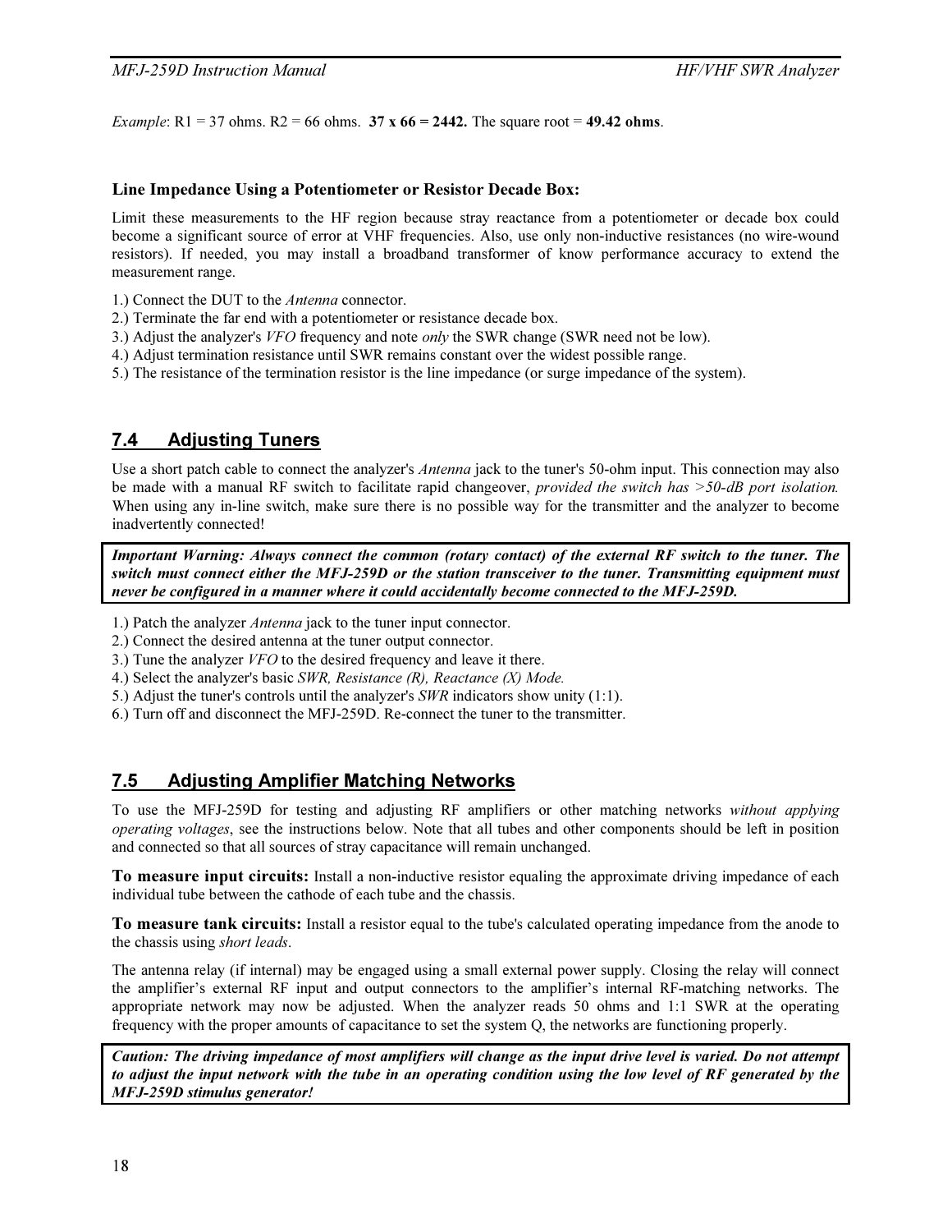*Example*: R1 = 37 ohms. R2 = 66 ohms. **37 x 66 = 2442.** The square root = **49.42 ohms**.

### Line Impedance Using a Potentiometer or Resistor Decade Box:

Limit these measurements to the HF region because stray reactance from a potentiometer or decade box could become a significant source of error at VHF frequencies. Also, use only non-inductive resistances (no wire-wound resistors). If needed, you may install a broadband transformer of know performance accuracy to extend the measurement range.

1.) Connect the DUT to the *Antenna* connector.
2.) Terminate the far end with a potentiometer or resistance decade box.
3.) Adjust the analyzer's *VFO* frequency and note *only* the SWR change (SWR need not be low).
4.) Adjust termination resistance until SWR remains constant over the widest possible range.
5.) The resistance of the termination resistor is the line impedance (or surge impedance of the system).

## 7.4 Adjusting Tuners

Use a short patch cable to connect the analyzer's *Antenna* jack to the tuner's 50-ohm input. This connection may also be made with a manual RF switch to facilitate rapid changeover, *provided the switch has >50-dB port isolation.* When using any in-line switch, make sure there is no possible way for the transmitter and the analyzer to become inadvertently connected!

***Important Warning: Always connect the common (rotary contact) of the external RF switch to the tuner. The switch must connect either the MFJ-259D or the station transceiver to the tuner. Transmitting equipment must never be configured in a manner where it could accidentally become connected to the MFJ-259D.***

1.) Patch the analyzer *Antenna* jack to the tuner input connector.
2.) Connect the desired antenna at the tuner output connector.
3.) Tune the analyzer *VFO* to the desired frequency and leave it there.
4.) Select the analyzer's basic *SWR, Resistance (R), Reactance (X) Mode.*
5.) Adjust the tuner's controls until the analyzer's *SWR* indicators show unity (1:1).
6.) Turn off and disconnect the MFJ-259D. Re-connect the tuner to the transmitter.

## 7.5 Adjusting Amplifier Matching Networks

To use the MFJ-259D for testing and adjusting RF amplifiers or other matching networks *without applying operating voltages*, see the instructions below. Note that all tubes and other components should be left in position and connected so that all sources of stray capacitance will remain unchanged.

**To measure input circuits:** Install a non-inductive resistor equaling the approximate driving impedance of each individual tube between the cathode of each tube and the chassis.

**To measure tank circuits:** Install a resistor equal to the tube's calculated operating impedance from the anode to the chassis using *short leads*.

The antenna relay (if internal) may be engaged using a small external power supply. Closing the relay will connect the amplifier's external RF input and output connectors to the amplifier's internal RF-matching networks. The appropriate network may now be adjusted. When the analyzer reads 50 ohms and 1:1 SWR at the operating frequency with the proper amounts of capacitance to set the system Q, the networks are functioning properly.

***Caution: The driving impedance of most amplifiers will change as the input drive level is varied. Do not attempt to adjust the input network with the tube in an operating condition using the low level of RF generated by the MFJ-259D stimulus generator!***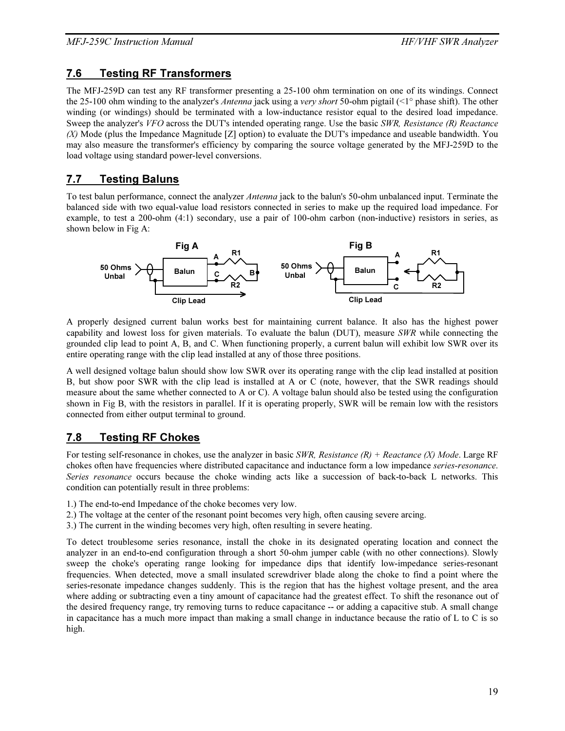## 7.6 Testing RF Transformers

The MFJ-259D can test any RF transformer presenting a 25-100 ohm termination on one of its windings. Connect the 25-100 ohm winding to the analyzer's *Antenna* jack using a *very short* 50-ohm pigtail (<1° phase shift). The other winding (or windings) should be terminated with a low-inductance resistor equal to the desired load impedance. Sweep the analyzer's *VFO* across the DUT's intended operating range. Use the basic *SWR, Resistance (R) Reactance (X)* Mode (plus the Impedance Magnitude [Z] option) to evaluate the DUT's impedance and useable bandwidth. You may also measure the transformer's efficiency by comparing the source voltage generated by the MFJ-259D to the load voltage using standard power-level conversions.

## 7.7 Testing Baluns

To test balun performance, connect the analyzer *Antenna* jack to the balun's 50-ohm unbalanced input. Terminate the balanced side with two equal-value load resistors connected in series to make up the required load impedance. For example, to test a 200-ohm (4:1) secondary, use a pair of 100-ohm carbon (non-inductive) resistors in series, as shown below in Fig A:

Fig A — 50 Ohms Unbal, Balun, A, R1, B, C, R2, Clip Lead

Fig B — 50 Ohms Unbal, Balun, A, R1, C, R2, Clip Lead

A properly designed current balun works best for maintaining current balance. It also has the highest power capability and lowest loss for given materials. To evaluate the balun (DUT), measure *SWR* while connecting the grounded clip lead to point A, B, and C. When functioning properly, a current balun will exhibit low SWR over its entire operating range with the clip lead installed at any of those three positions.

A well designed voltage balun should show low SWR over its operating range with the clip lead installed at position B, but show poor SWR with the clip lead is installed at A or C (note, however, that the SWR readings should measure about the same whether connected to A or C). A voltage balun should also be tested using the configuration shown in Fig B, with the resistors in parallel. If it is operating properly, SWR will be remain low with the resistors connected from either output terminal to ground.

## 7.8 Testing RF Chokes

For testing self-resonance in chokes, use the analyzer in basic *SWR, Resistance (R) + Reactance (X) Mode*. Large RF chokes often have frequencies where distributed capacitance and inductance form a low impedance *series-resonance*. *Series resonance* occurs because the choke winding acts like a succession of back-to-back L networks. This condition can potentially result in three problems:

1.) The end-to-end Impedance of the choke becomes very low.
2.) The voltage at the center of the resonant point becomes very high, often causing severe arcing.
3.) The current in the winding becomes very high, often resulting in severe heating.

To detect troublesome series resonance, install the choke in its designated operating location and connect the analyzer in an end-to-end configuration through a short 50-ohm jumper cable (with no other connections). Slowly sweep the choke's operating range looking for impedance dips that identify low-impedance series-resonant frequencies. When detected, move a small insulated screwdriver blade along the choke to find a point where the series-resonate impedance changes suddenly. This is the region that has the highest voltage present, and the area where adding or subtracting even a tiny amount of capacitance had the greatest effect. To shift the resonance out of the desired frequency range, try removing turns to reduce capacitance -- or adding a capacitive stub. A small change in capacitance has a much more impact than making a small change in inductance because the ratio of L to C is so high.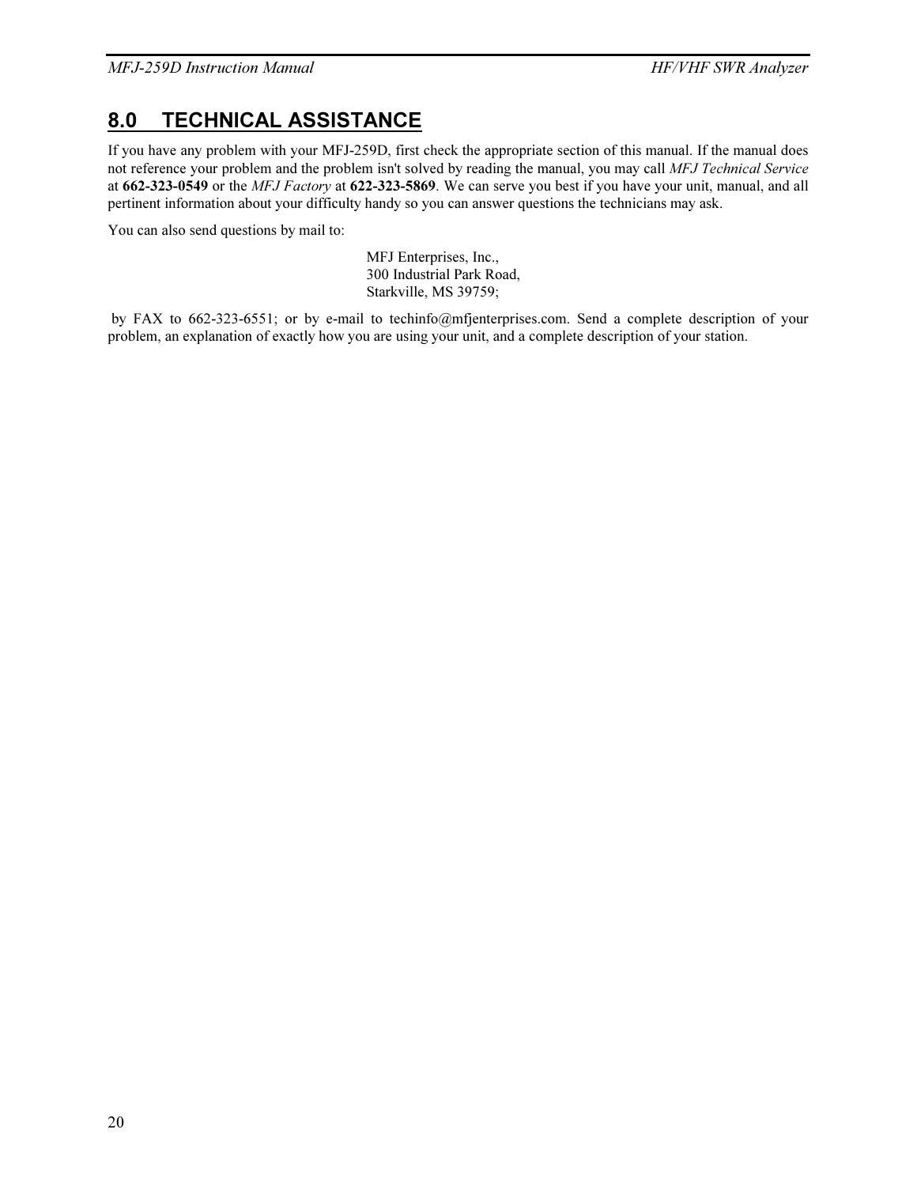## 8.0 TECHNICAL ASSISTANCE

If you have any problem with your MFJ-259D, first check the appropriate section of this manual. If the manual does not reference your problem and the problem isn't solved by reading the manual, you may call *MFJ Technical Service* at **662-323-0549** or the *MFJ Factory* at **622-323-5869**. We can serve you best if you have your unit, manual, and all pertinent information about your difficulty handy so you can answer questions the technicians may ask.

You can also send questions by mail to:

MFJ Enterprises, Inc.,
300 Industrial Park Road,
Starkville, MS 39759;

by FAX to 662-323-6551; or by e-mail to techinfo@mfjenterprises.com. Send a complete description of your problem, an explanation of exactly how you are using your unit, and a complete description of your station.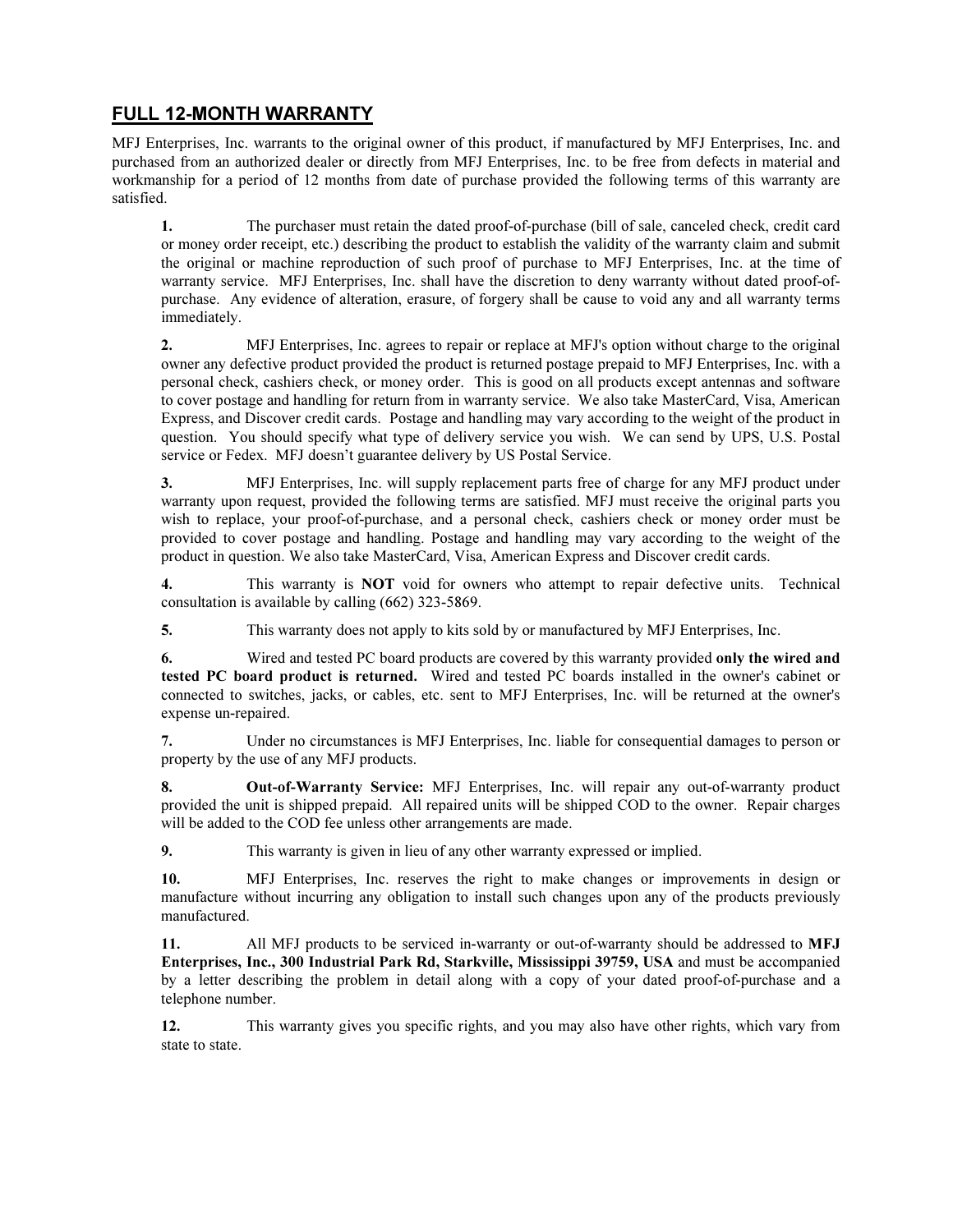## FULL 12-MONTH WARRANTY

MFJ Enterprises, Inc. warrants to the original owner of this product, if manufactured by MFJ Enterprises, Inc. and purchased from an authorized dealer or directly from MFJ Enterprises, Inc. to be free from defects in material and workmanship for a period of 12 months from date of purchase provided the following terms of this warranty are satisfied.

**1.** The purchaser must retain the dated proof-of-purchase (bill of sale, canceled check, credit card or money order receipt, etc.) describing the product to establish the validity of the warranty claim and submit the original or machine reproduction of such proof of purchase to MFJ Enterprises, Inc. at the time of warranty service. MFJ Enterprises, Inc. shall have the discretion to deny warranty without dated proof-of-purchase. Any evidence of alteration, erasure, of forgery shall be cause to void any and all warranty terms immediately.

**2.** MFJ Enterprises, Inc. agrees to repair or replace at MFJ's option without charge to the original owner any defective product provided the product is returned postage prepaid to MFJ Enterprises, Inc. with a personal check, cashiers check, or money order. This is good on all products except antennas and software to cover postage and handling for return from in warranty service. We also take MasterCard, Visa, American Express, and Discover credit cards. Postage and handling may vary according to the weight of the product in question. You should specify what type of delivery service you wish. We can send by UPS, U.S. Postal service or Fedex. MFJ doesn't guarantee delivery by US Postal Service.

**3.** MFJ Enterprises, Inc. will supply replacement parts free of charge for any MFJ product under warranty upon request, provided the following terms are satisfied. MFJ must receive the original parts you wish to replace, your proof-of-purchase, and a personal check, cashiers check or money order must be provided to cover postage and handling. Postage and handling may vary according to the weight of the product in question. We also take MasterCard, Visa, American Express and Discover credit cards.

**4.** This warranty is **NOT** void for owners who attempt to repair defective units. Technical consultation is available by calling (662) 323-5869.

**5.** This warranty does not apply to kits sold by or manufactured by MFJ Enterprises, Inc.

**6.** Wired and tested PC board products are covered by this warranty provided **only the wired and tested PC board product is returned.** Wired and tested PC boards installed in the owner's cabinet or connected to switches, jacks, or cables, etc. sent to MFJ Enterprises, Inc. will be returned at the owner's expense un-repaired.

**7.** Under no circumstances is MFJ Enterprises, Inc. liable for consequential damages to person or property by the use of any MFJ products.

**8.** **Out-of-Warranty Service:** MFJ Enterprises, Inc. will repair any out-of-warranty product provided the unit is shipped prepaid. All repaired units will be shipped COD to the owner. Repair charges will be added to the COD fee unless other arrangements are made.

**9.** This warranty is given in lieu of any other warranty expressed or implied.

**10.** MFJ Enterprises, Inc. reserves the right to make changes or improvements in design or manufacture without incurring any obligation to install such changes upon any of the products previously manufactured.

**11.** All MFJ products to be serviced in-warranty or out-of-warranty should be addressed to **MFJ Enterprises, Inc., 300 Industrial Park Rd, Starkville, Mississippi 39759, USA** and must be accompanied by a letter describing the problem in detail along with a copy of your dated proof-of-purchase and a telephone number.

**12.** This warranty gives you specific rights, and you may also have other rights, which vary from state to state.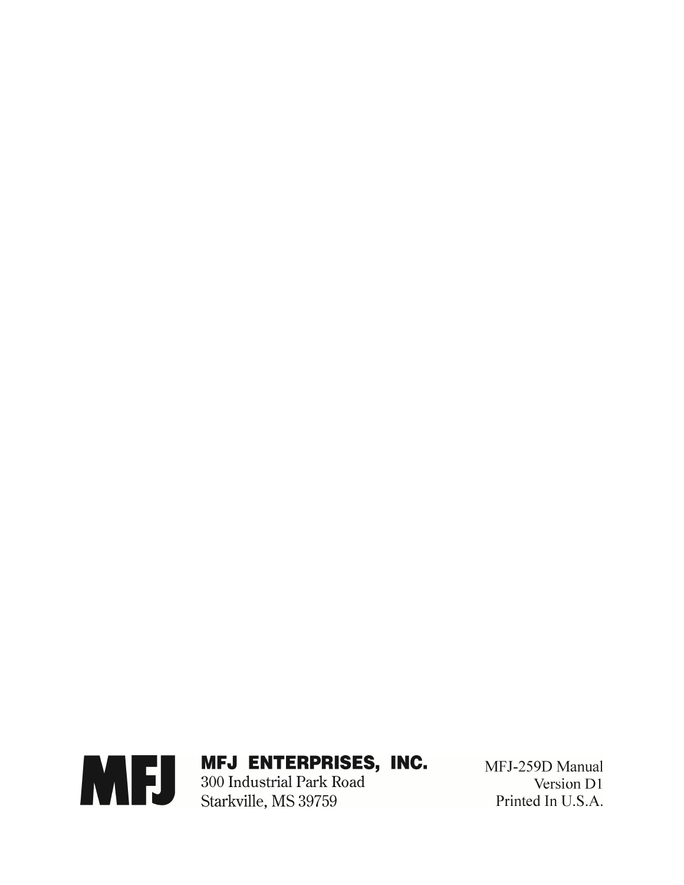**MFJ**

**MFJ ENTERPRISES, INC.**
300 Industrial Park Road
Starkville, MS 39759

MFJ-259D Manual
Version D1
Printed In U.S.A.